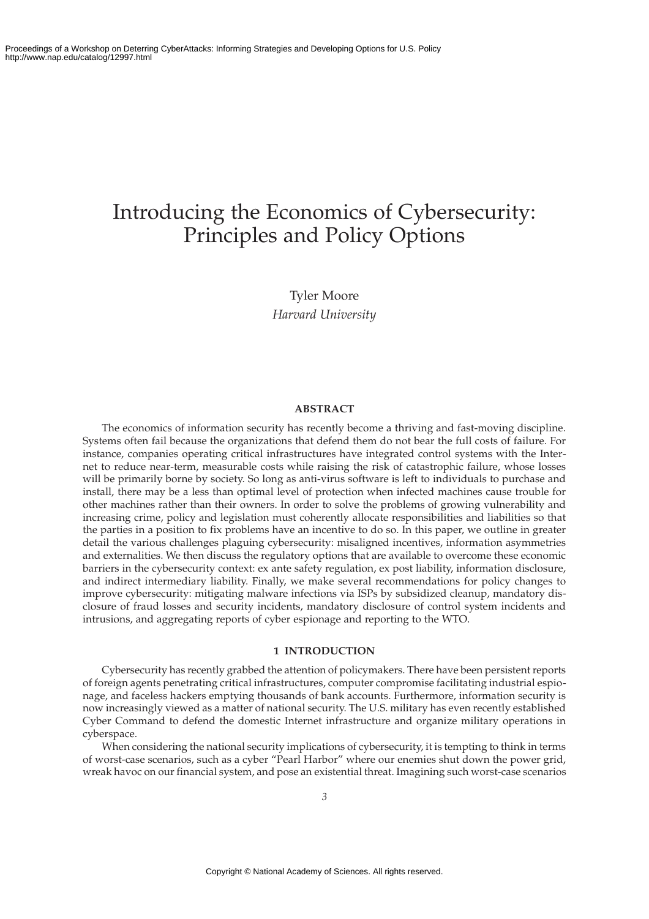# Introducing the Economics of Cybersecurity: Principles and Policy Options

Tyler Moore
*Harvard University*

## ABSTRACT

The economics of information security has recently become a thriving and fast-moving discipline. Systems often fail because the organizations that defend them do not bear the full costs of failure. For instance, companies operating critical infrastructures have integrated control systems with the Internet to reduce near-term, measurable costs while raising the risk of catastrophic failure, whose losses will be primarily borne by society. So long as anti-virus software is left to individuals to purchase and install, there may be a less than optimal level of protection when infected machines cause trouble for other machines rather than their owners. In order to solve the problems of growing vulnerability and increasing crime, policy and legislation must coherently allocate responsibilities and liabilities so that the parties in a position to fix problems have an incentive to do so. In this paper, we outline in greater detail the various challenges plaguing cybersecurity: misaligned incentives, information asymmetries and externalities. We then discuss the regulatory options that are available to overcome these economic barriers in the cybersecurity context: ex ante safety regulation, ex post liability, information disclosure, and indirect intermediary liability. Finally, we make several recommendations for policy changes to improve cybersecurity: mitigating malware infections via ISPs by subsidized cleanup, mandatory disclosure of fraud losses and security incidents, mandatory disclosure of control system incidents and intrusions, and aggregating reports of cyber espionage and reporting to the WTO.

## 1 INTRODUCTION

Cybersecurity has recently grabbed the attention of policymakers. There have been persistent reports of foreign agents penetrating critical infrastructures, computer compromise facilitating industrial espionage, and faceless hackers emptying thousands of bank accounts. Furthermore, information security is now increasingly viewed as a matter of national security. The U.S. military has even recently established Cyber Command to defend the domestic Internet infrastructure and organize military operations in cyberspace.

When considering the national security implications of cybersecurity, it is tempting to think in terms of worst-case scenarios, such as a cyber "Pearl Harbor" where our enemies shut down the power grid, wreak havoc on our financial system, and pose an existential threat. Imagining such worst-case scenarios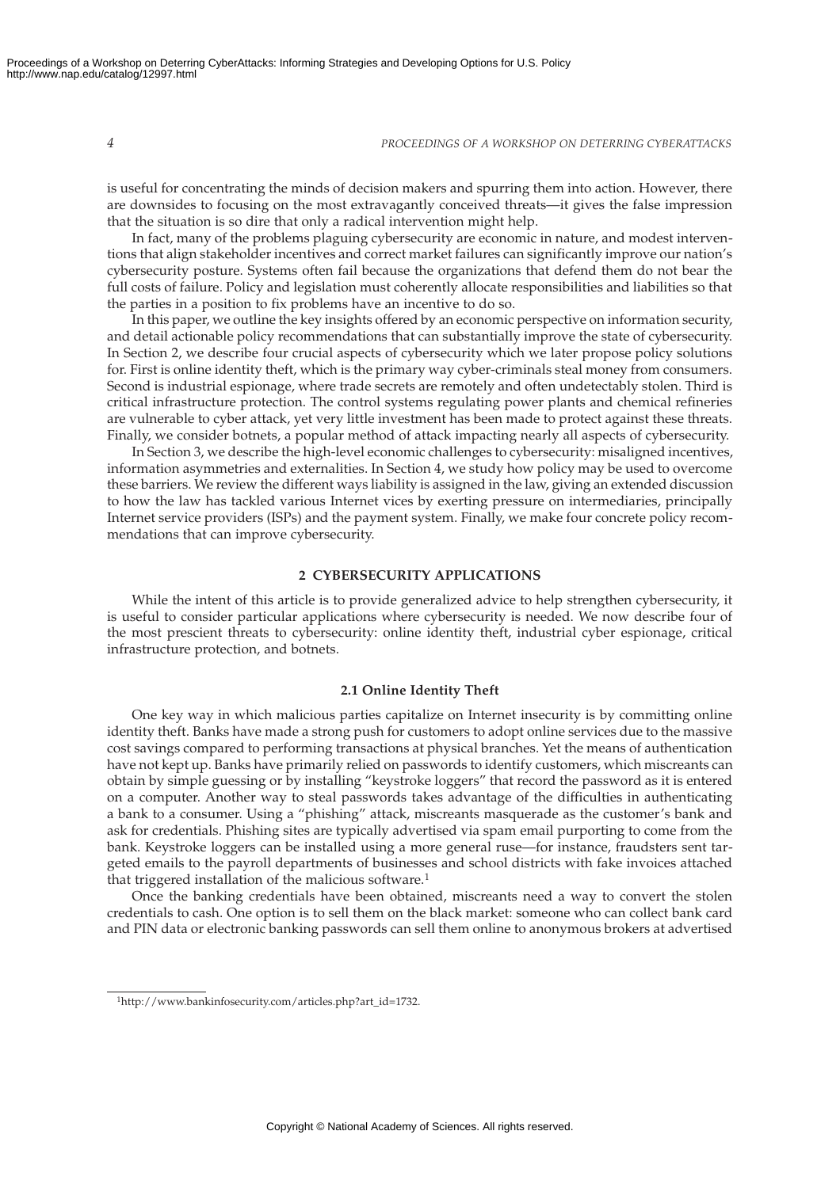is useful for concentrating the minds of decision makers and spurring them into action. However, there are downsides to focusing on the most extravagantly conceived threats—it gives the false impression that the situation is so dire that only a radical intervention might help.

In fact, many of the problems plaguing cybersecurity are economic in nature, and modest interventions that align stakeholder incentives and correct market failures can significantly improve our nation's cybersecurity posture. Systems often fail because the organizations that defend them do not bear the full costs of failure. Policy and legislation must coherently allocate responsibilities and liabilities so that the parties in a position to fix problems have an incentive to do so.

In this paper, we outline the key insights offered by an economic perspective on information security, and detail actionable policy recommendations that can substantially improve the state of cybersecurity. In Section 2, we describe four crucial aspects of cybersecurity which we later propose policy solutions for. First is online identity theft, which is the primary way cyber-criminals steal money from consumers. Second is industrial espionage, where trade secrets are remotely and often undetectably stolen. Third is critical infrastructure protection. The control systems regulating power plants and chemical refineries are vulnerable to cyber attack, yet very little investment has been made to protect against these threats. Finally, we consider botnets, a popular method of attack impacting nearly all aspects of cybersecurity.

In Section 3, we describe the high-level economic challenges to cybersecurity: misaligned incentives, information asymmetries and externalities. In Section 4, we study how policy may be used to overcome these barriers. We review the different ways liability is assigned in the law, giving an extended discussion to how the law has tackled various Internet vices by exerting pressure on intermediaries, principally Internet service providers (ISPs) and the payment system. Finally, we make four concrete policy recommendations that can improve cybersecurity.

## 2 CYBERSECURITY APPLICATIONS

While the intent of this article is to provide generalized advice to help strengthen cybersecurity, it is useful to consider particular applications where cybersecurity is needed. We now describe four of the most prescient threats to cybersecurity: online identity theft, industrial cyber espionage, critical infrastructure protection, and botnets.

### 2.1 Online Identity Theft

One key way in which malicious parties capitalize on Internet insecurity is by committing online identity theft. Banks have made a strong push for customers to adopt online services due to the massive cost savings compared to performing transactions at physical branches. Yet the means of authentication have not kept up. Banks have primarily relied on passwords to identify customers, which miscreants can obtain by simple guessing or by installing "keystroke loggers" that record the password as it is entered on a computer. Another way to steal passwords takes advantage of the difficulties in authenticating a bank to a consumer. Using a "phishing" attack, miscreants masquerade as the customer's bank and ask for credentials. Phishing sites are typically advertised via spam email purporting to come from the bank. Keystroke loggers can be installed using a more general ruse—for instance, fraudsters sent targeted emails to the payroll departments of businesses and school districts with fake invoices attached that triggered installation of the malicious software.[1]

Once the banking credentials have been obtained, miscreants need a way to convert the stolen credentials to cash. One option is to sell them on the black market: someone who can collect bank card and PIN data or electronic banking passwords can sell them online to anonymous brokers at advertised

[1] http://www.bankinfosecurity.com/articles.php?art_id=1732.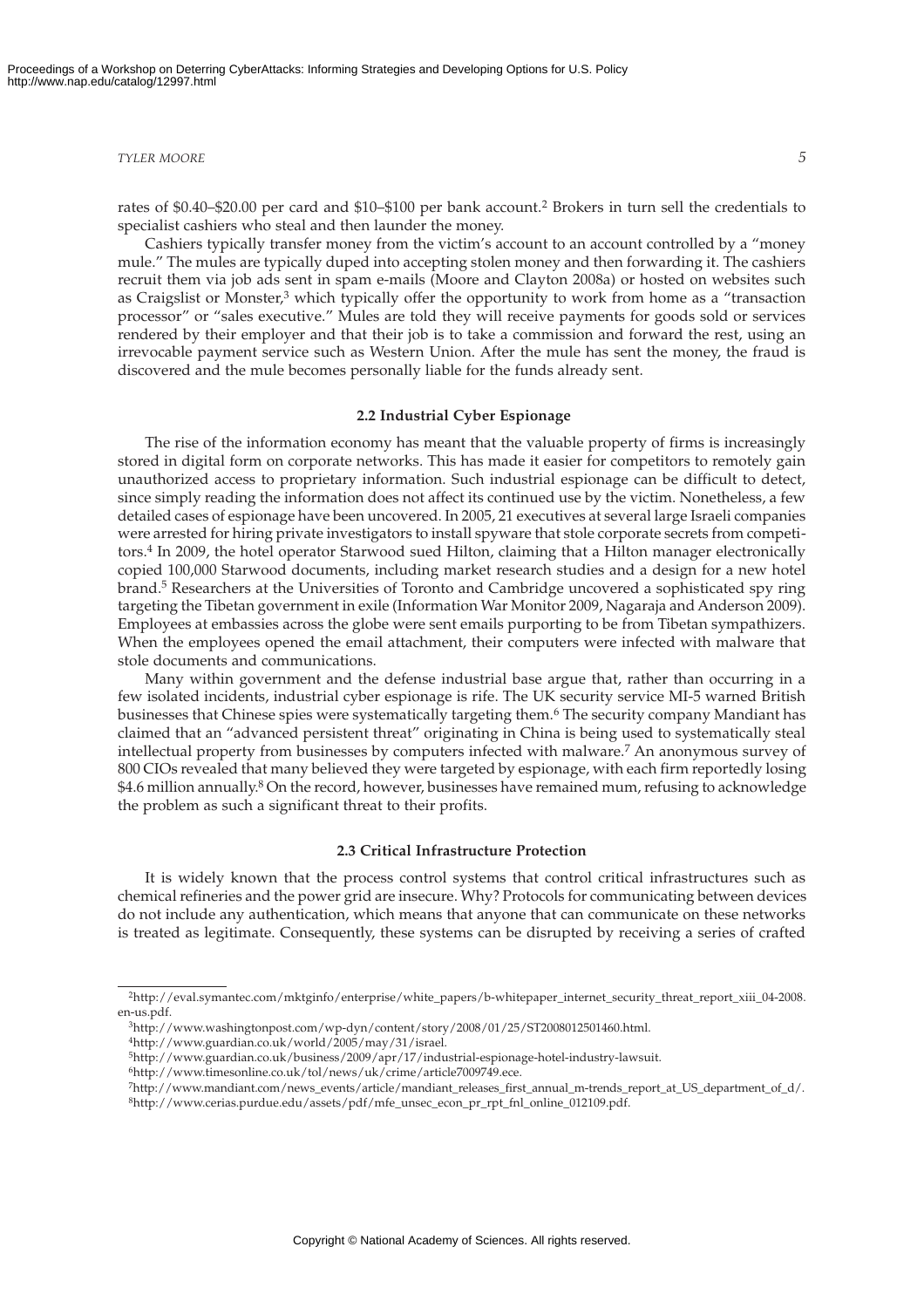rates of \$0.40–\$20.00 per card and \$10–\$100 per bank account.[2] Brokers in turn sell the credentials to specialist cashiers who steal and then launder the money.

Cashiers typically transfer money from the victim's account to an account controlled by a "money mule." The mules are typically duped into accepting stolen money and then forwarding it. The cashiers recruit them via job ads sent in spam e-mails (Moore and Clayton 2008a) or hosted on websites such as Craigslist or Monster,[3] which typically offer the opportunity to work from home as a "transaction processor" or "sales executive." Mules are told they will receive payments for goods sold or services rendered by their employer and that their job is to take a commission and forward the rest, using an irrevocable payment service such as Western Union. After the mule has sent the money, the fraud is discovered and the mule becomes personally liable for the funds already sent.

### 2.2 Industrial Cyber Espionage

The rise of the information economy has meant that the valuable property of firms is increasingly stored in digital form on corporate networks. This has made it easier for competitors to remotely gain unauthorized access to proprietary information. Such industrial espionage can be difficult to detect, since simply reading the information does not affect its continued use by the victim. Nonetheless, a few detailed cases of espionage have been uncovered. In 2005, 21 executives at several large Israeli companies were arrested for hiring private investigators to install spyware that stole corporate secrets from competitors.[4] In 2009, the hotel operator Starwood sued Hilton, claiming that a Hilton manager electronically copied 100,000 Starwood documents, including market research studies and a design for a new hotel brand.[5] Researchers at the Universities of Toronto and Cambridge uncovered a sophisticated spy ring targeting the Tibetan government in exile (Information War Monitor 2009, Nagaraja and Anderson 2009). Employees at embassies across the globe were sent emails purporting to be from Tibetan sympathizers. When the employees opened the email attachment, their computers were infected with malware that stole documents and communications.

Many within government and the defense industrial base argue that, rather than occurring in a few isolated incidents, industrial cyber espionage is rife. The UK security service MI-5 warned British businesses that Chinese spies were systematically targeting them.[6] The security company Mandiant has claimed that an "advanced persistent threat" originating in China is being used to systematically steal intellectual property from businesses by computers infected with malware.[7] An anonymous survey of 800 CIOs revealed that many believed they were targeted by espionage, with each firm reportedly losing \$4.6 million annually.[8] On the record, however, businesses have remained mum, refusing to acknowledge the problem as such a significant threat to their profits.

### 2.3 Critical Infrastructure Protection

It is widely known that the process control systems that control critical infrastructures such as chemical refineries and the power grid are insecure. Why? Protocols for communicating between devices do not include any authentication, which means that anyone that can communicate on these networks is treated as legitimate. Consequently, these systems can be disrupted by receiving a series of crafted

---

[2] http://eval.symantec.com/mktginfo/enterprise/white_papers/b-whitepaper_internet_security_threat_report_xiii_04-2008.en-us.pdf.

[3] http://www.washingtonpost.com/wp-dyn/content/story/2008/01/25/ST2008012501460.html.

[4] http://www.guardian.co.uk/world/2005/may/31/israel.

[5] http://www.guardian.co.uk/business/2009/apr/17/industrial-espionage-hotel-industry-lawsuit.

[6] http://www.timesonline.co.uk/tol/news/uk/crime/article7009749.ece.

[7] http://www.mandiant.com/news_events/article/mandiant_releases_first_annual_m-trends_report_at_US_department_of_d/.

[8] http://www.cerias.purdue.edu/assets/pdf/mfe_unsec_econ_pr_rpt_fnl_online_012109.pdf.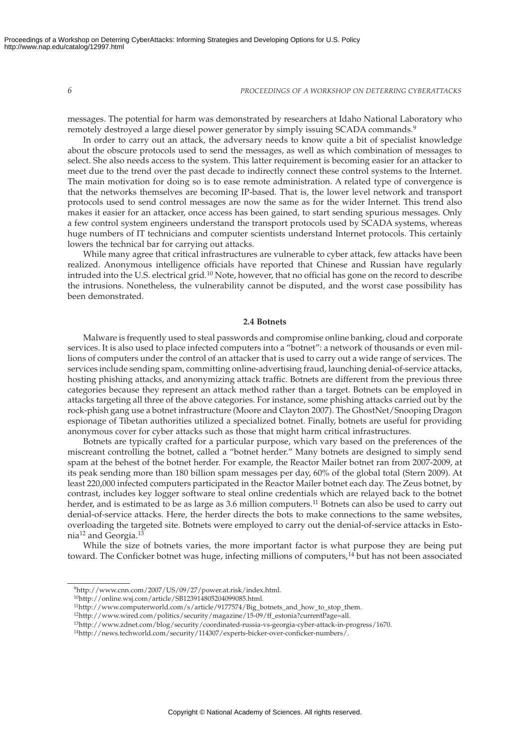messages. The potential for harm was demonstrated by researchers at Idaho National Laboratory who remotely destroyed a large diesel power generator by simply issuing SCADA commands.[9]

In order to carry out an attack, the adversary needs to know quite a bit of specialist knowledge about the obscure protocols used to send the messages, as well as which combination of messages to select. She also needs access to the system. This latter requirement is becoming easier for an attacker to meet due to the trend over the past decade to indirectly connect these control systems to the Internet. The main motivation for doing so is to ease remote administration. A related type of convergence is that the networks themselves are becoming IP-based. That is, the lower level network and transport protocols used to send control messages are now the same as for the wider Internet. This trend also makes it easier for an attacker, once access has been gained, to start sending spurious messages. Only a few control system engineers understand the transport protocols used by SCADA systems, whereas huge numbers of IT technicians and computer scientists understand Internet protocols. This certainly lowers the technical bar for carrying out attacks.

While many agree that critical infrastructures are vulnerable to cyber attack, few attacks have been realized. Anonymous intelligence officials have reported that Chinese and Russian have regularly intruded into the U.S. electrical grid.[10] Note, however, that no official has gone on the record to describe the intrusions. Nonetheless, the vulnerability cannot be disputed, and the worst case possibility has been demonstrated.

### 2.4 Botnets

Malware is frequently used to steal passwords and compromise online banking, cloud and corporate services. It is also used to place infected computers into a "botnet": a network of thousands or even millions of computers under the control of an attacker that is used to carry out a wide range of services. The services include sending spam, committing online-advertising fraud, launching denial-of-service attacks, hosting phishing attacks, and anonymizing attack traffic. Botnets are different from the previous three categories because they represent an attack method rather than a target. Botnets can be employed in attacks targeting all three of the above categories. For instance, some phishing attacks carried out by the rock-phish gang use a botnet infrastructure (Moore and Clayton 2007). The GhostNet/Snooping Dragon espionage of Tibetan authorities utilized a specialized botnet. Finally, botnets are useful for providing anonymous cover for cyber attacks such as those that might harm critical infrastructures.

Botnets are typically crafted for a particular purpose, which vary based on the preferences of the miscreant controlling the botnet, called a "botnet herder." Many botnets are designed to simply send spam at the behest of the botnet herder. For example, the Reactor Mailer botnet ran from 2007-2009, at its peak sending more than 180 billion spam messages per day, 60% of the global total (Stern 2009). At least 220,000 infected computers participated in the Reactor Mailer botnet each day. The Zeus botnet, by contrast, includes key logger software to steal online credentials which are relayed back to the botnet herder, and is estimated to be as large as 3.6 million computers.[11] Botnets can also be used to carry out denial-of-service attacks. Here, the herder directs the bots to make connections to the same websites, overloading the targeted site. Botnets were employed to carry out the denial-of-service attacks in Estonia[12] and Georgia.[13]

While the size of botnets varies, the more important factor is what purpose they are being put toward. The Conficker botnet was huge, infecting millions of computers,[14] but has not been associated

---

[9] http://www.cnn.com/2007/US/09/27/power.at.risk/index.html.

[10] http://online.wsj.com/article/SB123914805204099085.html.

[11] http://www.computerworld.com/s/article/9177574/Big_botnets_and_how_to_stop_them.

[12] http://www.wired.com/politics/security/magazine/15-09/ff_estonia?currentPage=all.

[13] http://www.zdnet.com/blog/security/coordinated-russia-vs-georgia-cyber-attack-in-progress/1670.

[14] http://news.techworld.com/security/114307/experts-bicker-over-conficker-numbers/.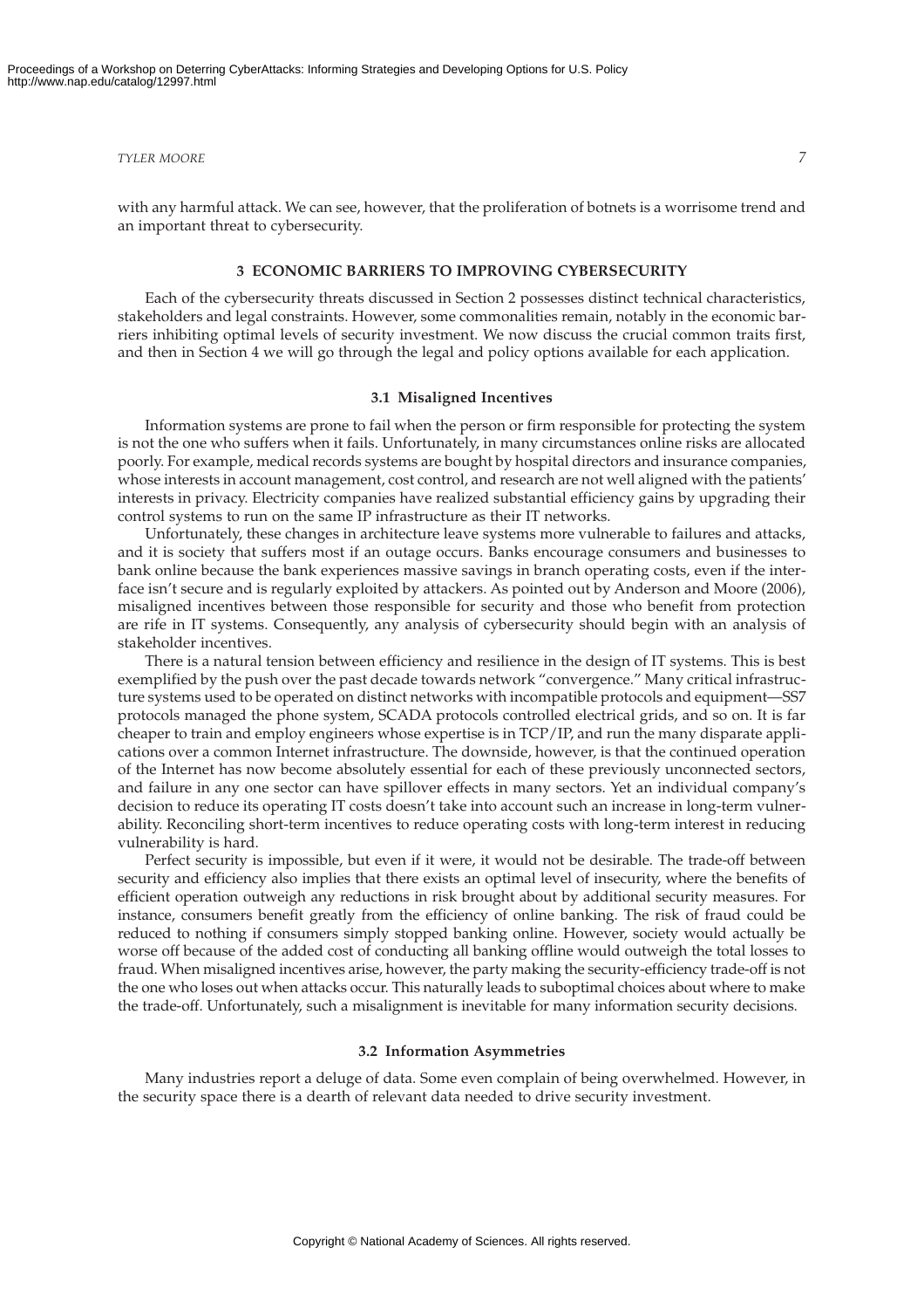with any harmful attack. We can see, however, that the proliferation of botnets is a worrisome trend and an important threat to cybersecurity.

## 3 ECONOMIC BARRIERS TO IMPROVING CYBERSECURITY

Each of the cybersecurity threats discussed in Section 2 possesses distinct technical characteristics, stakeholders and legal constraints. However, some commonalities remain, notably in the economic barriers inhibiting optimal levels of security investment. We now discuss the crucial common traits first, and then in Section 4 we will go through the legal and policy options available for each application.

### 3.1 Misaligned Incentives

Information systems are prone to fail when the person or firm responsible for protecting the system is not the one who suffers when it fails. Unfortunately, in many circumstances online risks are allocated poorly. For example, medical records systems are bought by hospital directors and insurance companies, whose interests in account management, cost control, and research are not well aligned with the patients' interests in privacy. Electricity companies have realized substantial efficiency gains by upgrading their control systems to run on the same IP infrastructure as their IT networks.

Unfortunately, these changes in architecture leave systems more vulnerable to failures and attacks, and it is society that suffers most if an outage occurs. Banks encourage consumers and businesses to bank online because the bank experiences massive savings in branch operating costs, even if the interface isn't secure and is regularly exploited by attackers. As pointed out by Anderson and Moore (2006), misaligned incentives between those responsible for security and those who benefit from protection are rife in IT systems. Consequently, any analysis of cybersecurity should begin with an analysis of stakeholder incentives.

There is a natural tension between efficiency and resilience in the design of IT systems. This is best exemplified by the push over the past decade towards network "convergence." Many critical infrastructure systems used to be operated on distinct networks with incompatible protocols and equipment—SS7 protocols managed the phone system, SCADA protocols controlled electrical grids, and so on. It is far cheaper to train and employ engineers whose expertise is in TCP/IP, and run the many disparate applications over a common Internet infrastructure. The downside, however, is that the continued operation of the Internet has now become absolutely essential for each of these previously unconnected sectors, and failure in any one sector can have spillover effects in many sectors. Yet an individual company's decision to reduce its operating IT costs doesn't take into account such an increase in long-term vulnerability. Reconciling short-term incentives to reduce operating costs with long-term interest in reducing vulnerability is hard.

Perfect security is impossible, but even if it were, it would not be desirable. The trade-off between security and efficiency also implies that there exists an optimal level of insecurity, where the benefits of efficient operation outweigh any reductions in risk brought about by additional security measures. For instance, consumers benefit greatly from the efficiency of online banking. The risk of fraud could be reduced to nothing if consumers simply stopped banking online. However, society would actually be worse off because of the added cost of conducting all banking offline would outweigh the total losses to fraud. When misaligned incentives arise, however, the party making the security-efficiency trade-off is not the one who loses out when attacks occur. This naturally leads to suboptimal choices about where to make the trade-off. Unfortunately, such a misalignment is inevitable for many information security decisions.

### 3.2 Information Asymmetries

Many industries report a deluge of data. Some even complain of being overwhelmed. However, in the security space there is a dearth of relevant data needed to drive security investment.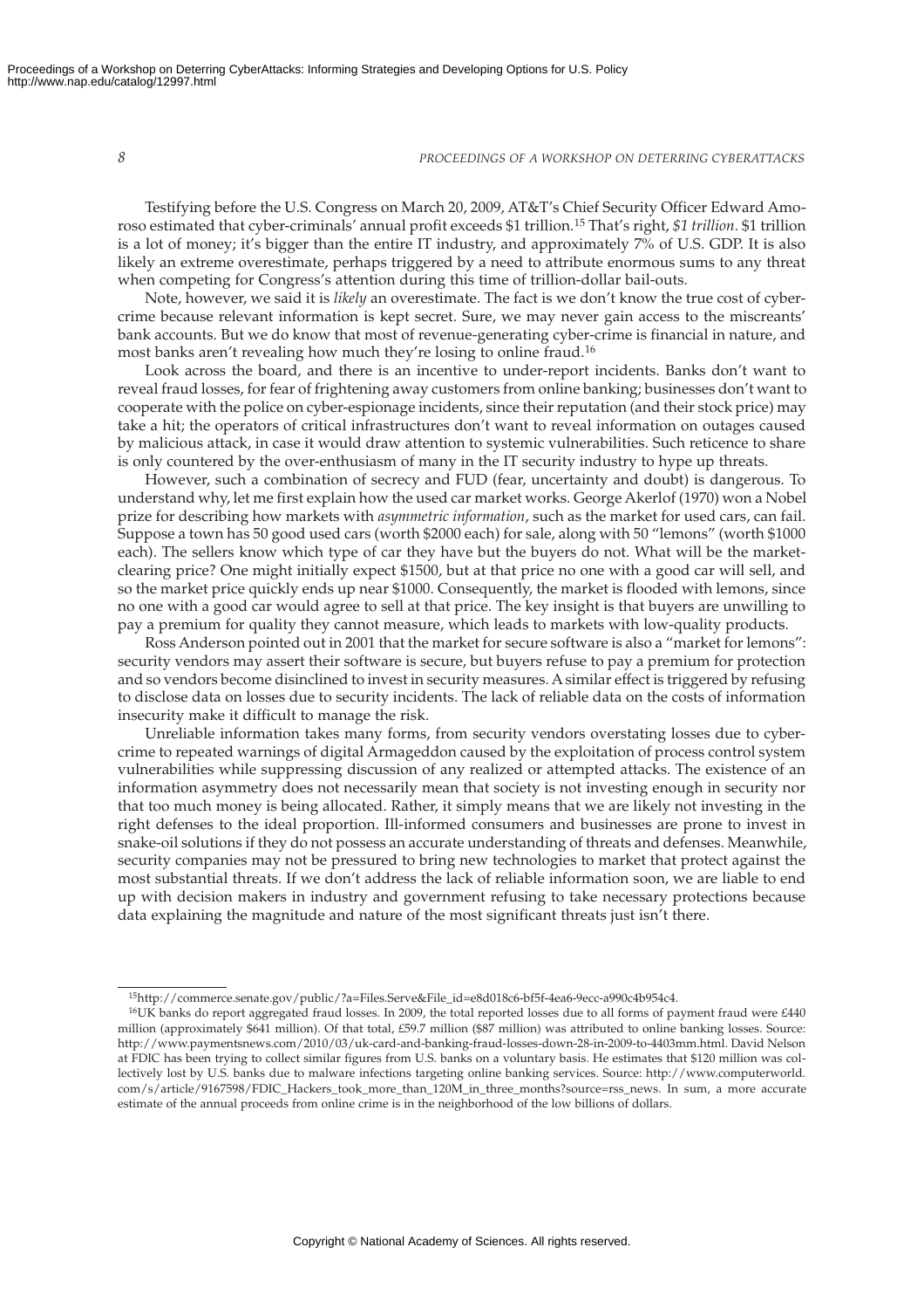Testifying before the U.S. Congress on March 20, 2009, AT&T's Chief Security Officer Edward Amoroso estimated that cyber-criminals' annual profit exceeds $1 trillion.[15] That's right, *$1 trillion*. $1 trillion is a lot of money; it's bigger than the entire IT industry, and approximately 7% of U.S. GDP. It is also likely an extreme overestimate, perhaps triggered by a need to attribute enormous sums to any threat when competing for Congress's attention during this time of trillion-dollar bail-outs.

Note, however, we said it is *likely* an overestimate. The fact is we don't know the true cost of cyber-crime because relevant information is kept secret. Sure, we may never gain access to the miscreants' bank accounts. But we do know that most of revenue-generating cyber-crime is financial in nature, and most banks aren't revealing how much they're losing to online fraud.[16]

Look across the board, and there is an incentive to under-report incidents. Banks don't want to reveal fraud losses, for fear of frightening away customers from online banking; businesses don't want to cooperate with the police on cyber-espionage incidents, since their reputation (and their stock price) may take a hit; the operators of critical infrastructures don't want to reveal information on outages caused by malicious attack, in case it would draw attention to systemic vulnerabilities. Such reticence to share is only countered by the over-enthusiasm of many in the IT security industry to hype up threats.

However, such a combination of secrecy and FUD (fear, uncertainty and doubt) is dangerous. To understand why, let me first explain how the used car market works. George Akerlof (1970) won a Nobel prize for describing how markets with *asymmetric information*, such as the market for used cars, can fail. Suppose a town has 50 good used cars (worth $2000 each) for sale, along with 50 "lemons" (worth $1000 each). The sellers know which type of car they have but the buyers do not. What will be the market-clearing price? One might initially expect $1500, but at that price no one with a good car will sell, and so the market price quickly ends up near $1000. Consequently, the market is flooded with lemons, since no one with a good car would agree to sell at that price. The key insight is that buyers are unwilling to pay a premium for quality they cannot measure, which leads to markets with low-quality products.

Ross Anderson pointed out in 2001 that the market for secure software is also a "market for lemons": security vendors may assert their software is secure, but buyers refuse to pay a premium for protection and so vendors become disinclined to invest in security measures. A similar effect is triggered by refusing to disclose data on losses due to security incidents. The lack of reliable data on the costs of information insecurity make it difficult to manage the risk.

Unreliable information takes many forms, from security vendors overstating losses due to cyber-crime to repeated warnings of digital Armageddon caused by the exploitation of process control system vulnerabilities while suppressing discussion of any realized or attempted attacks. The existence of an information asymmetry does not necessarily mean that society is not investing enough in security nor that too much money is being allocated. Rather, it simply means that we are likely not investing in the right defenses to the ideal proportion. Ill-informed consumers and businesses are prone to invest in snake-oil solutions if they do not possess an accurate understanding of threats and defenses. Meanwhile, security companies may not be pressured to bring new technologies to market that protect against the most substantial threats. If we don't address the lack of reliable information soon, we are liable to end up with decision makers in industry and government refusing to take necessary protections because data explaining the magnitude and nature of the most significant threats just isn't there.

---

[15] http://commerce.senate.gov/public/?a=Files.Serve&File_id=e8d018c6-bf5f-4ea6-9ecc-a990c4b954c4.

[16] UK banks do report aggregated fraud losses. In 2009, the total reported losses due to all forms of payment fraud were £440 million (approximately $641 million). Of that total, £59.7 million ($87 million) was attributed to online banking losses. Source: http://www.paymentsnews.com/2010/03/uk-card-and-banking-fraud-losses-down-28-in-2009-to-4403mm.html. David Nelson at FDIC has been trying to collect similar figures from U.S. banks on a voluntary basis. He estimates that $120 million was collectively lost by U.S. banks due to malware infections targeting online banking services. Source: http://www.computerworld.com/s/article/9167598/FDIC_Hackers_took_more_than_120M_in_three_months?source=rss_news. In sum, a more accurate estimate of the annual proceeds from online crime is in the neighborhood of the low billions of dollars.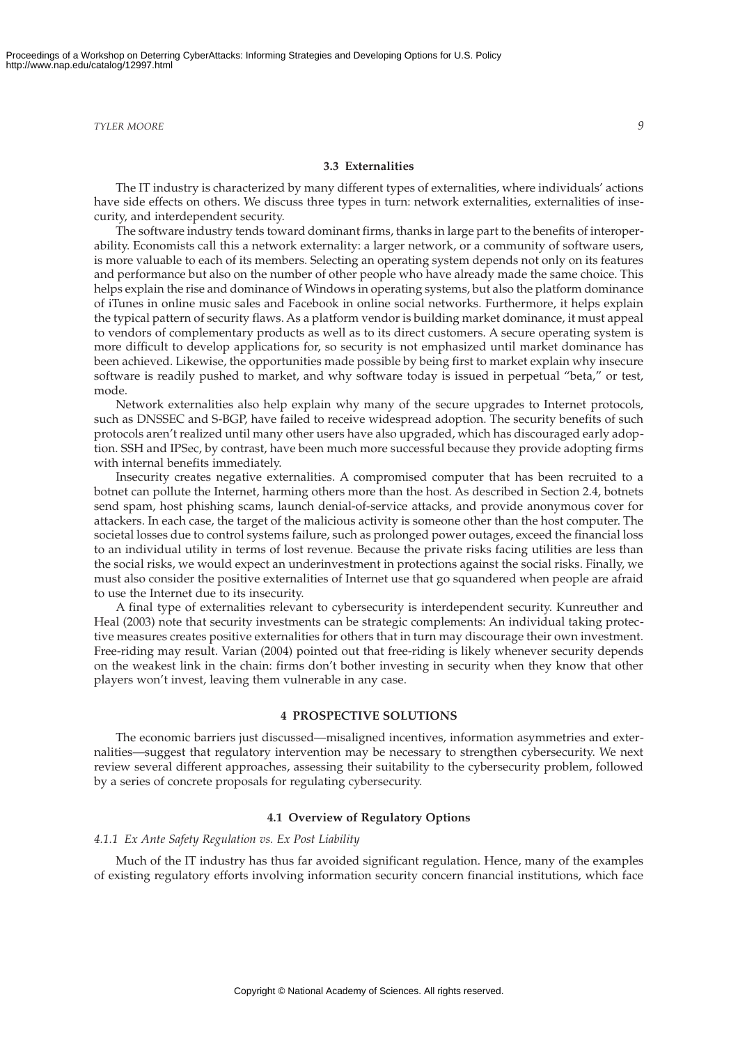### 3.3 Externalities

The IT industry is characterized by many different types of externalities, where individuals' actions have side effects on others. We discuss three types in turn: network externalities, externalities of insecurity, and interdependent security.

The software industry tends toward dominant firms, thanks in large part to the benefits of interoperability. Economists call this a network externality: a larger network, or a community of software users, is more valuable to each of its members. Selecting an operating system depends not only on its features and performance but also on the number of other people who have already made the same choice. This helps explain the rise and dominance of Windows in operating systems, but also the platform dominance of iTunes in online music sales and Facebook in online social networks. Furthermore, it helps explain the typical pattern of security flaws. As a platform vendor is building market dominance, it must appeal to vendors of complementary products as well as to its direct customers. A secure operating system is more difficult to develop applications for, so security is not emphasized until market dominance has been achieved. Likewise, the opportunities made possible by being first to market explain why insecure software is readily pushed to market, and why software today is issued in perpetual "beta," or test, mode.

Network externalities also help explain why many of the secure upgrades to Internet protocols, such as DNSSEC and S-BGP, have failed to receive widespread adoption. The security benefits of such protocols aren't realized until many other users have also upgraded, which has discouraged early adoption. SSH and IPSec, by contrast, have been much more successful because they provide adopting firms with internal benefits immediately.

Insecurity creates negative externalities. A compromised computer that has been recruited to a botnet can pollute the Internet, harming others more than the host. As described in Section 2.4, botnets send spam, host phishing scams, launch denial-of-service attacks, and provide anonymous cover for attackers. In each case, the target of the malicious activity is someone other than the host computer. The societal losses due to control systems failure, such as prolonged power outages, exceed the financial loss to an individual utility in terms of lost revenue. Because the private risks facing utilities are less than the social risks, we would expect an underinvestment in protections against the social risks. Finally, we must also consider the positive externalities of Internet use that go squandered when people are afraid to use the Internet due to its insecurity.

A final type of externalities relevant to cybersecurity is interdependent security. Kunreuther and Heal (2003) note that security investments can be strategic complements: An individual taking protective measures creates positive externalities for others that in turn may discourage their own investment. Free-riding may result. Varian (2004) pointed out that free-riding is likely whenever security depends on the weakest link in the chain: firms don't bother investing in security when they know that other players won't invest, leaving them vulnerable in any case.

## 4 PROSPECTIVE SOLUTIONS

The economic barriers just discussed—misaligned incentives, information asymmetries and externalities—suggest that regulatory intervention may be necessary to strengthen cybersecurity. We next review several different approaches, assessing their suitability to the cybersecurity problem, followed by a series of concrete proposals for regulating cybersecurity.

### 4.1 Overview of Regulatory Options

#### *4.1.1 Ex Ante Safety Regulation vs. Ex Post Liability*

Much of the IT industry has thus far avoided significant regulation. Hence, many of the examples of existing regulatory efforts involving information security concern financial institutions, which face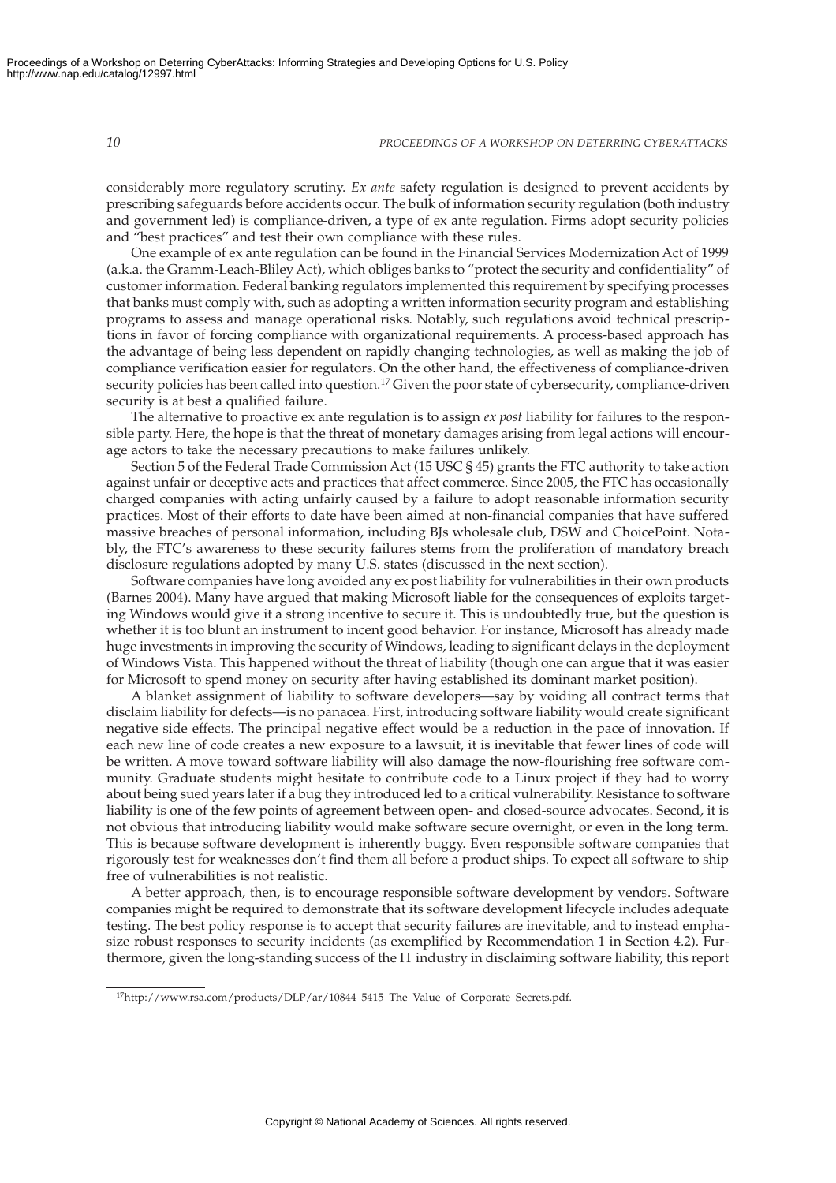considerably more regulatory scrutiny. *Ex ante* safety regulation is designed to prevent accidents by prescribing safeguards before accidents occur. The bulk of information security regulation (both industry and government led) is compliance-driven, a type of ex ante regulation. Firms adopt security policies and "best practices" and test their own compliance with these rules.

One example of ex ante regulation can be found in the Financial Services Modernization Act of 1999 (a.k.a. the Gramm-Leach-Bliley Act), which obliges banks to "protect the security and confidentiality" of customer information. Federal banking regulators implemented this requirement by specifying processes that banks must comply with, such as adopting a written information security program and establishing programs to assess and manage operational risks. Notably, such regulations avoid technical prescriptions in favor of forcing compliance with organizational requirements. A process-based approach has the advantage of being less dependent on rapidly changing technologies, as well as making the job of compliance verification easier for regulators. On the other hand, the effectiveness of compliance-driven security policies has been called into question.[17] Given the poor state of cybersecurity, compliance-driven security is at best a qualified failure.

The alternative to proactive ex ante regulation is to assign *ex post* liability for failures to the responsible party. Here, the hope is that the threat of monetary damages arising from legal actions will encourage actors to take the necessary precautions to make failures unlikely.

Section 5 of the Federal Trade Commission Act (15 USC § 45) grants the FTC authority to take action against unfair or deceptive acts and practices that affect commerce. Since 2005, the FTC has occasionally charged companies with acting unfairly caused by a failure to adopt reasonable information security practices. Most of their efforts to date have been aimed at non-financial companies that have suffered massive breaches of personal information, including BJs wholesale club, DSW and ChoicePoint. Notably, the FTC's awareness to these security failures stems from the proliferation of mandatory breach disclosure regulations adopted by many U.S. states (discussed in the next section).

Software companies have long avoided any ex post liability for vulnerabilities in their own products (Barnes 2004). Many have argued that making Microsoft liable for the consequences of exploits targeting Windows would give it a strong incentive to secure it. This is undoubtedly true, but the question is whether it is too blunt an instrument to incent good behavior. For instance, Microsoft has already made huge investments in improving the security of Windows, leading to significant delays in the deployment of Windows Vista. This happened without the threat of liability (though one can argue that it was easier for Microsoft to spend money on security after having established its dominant market position).

A blanket assignment of liability to software developers—say by voiding all contract terms that disclaim liability for defects—is no panacea. First, introducing software liability would create significant negative side effects. The principal negative effect would be a reduction in the pace of innovation. If each new line of code creates a new exposure to a lawsuit, it is inevitable that fewer lines of code will be written. A move toward software liability will also damage the now-flourishing free software community. Graduate students might hesitate to contribute code to a Linux project if they had to worry about being sued years later if a bug they introduced led to a critical vulnerability. Resistance to software liability is one of the few points of agreement between open- and closed-source advocates. Second, it is not obvious that introducing liability would make software secure overnight, or even in the long term. This is because software development is inherently buggy. Even responsible software companies that rigorously test for weaknesses don't find them all before a product ships. To expect all software to ship free of vulnerabilities is not realistic.

A better approach, then, is to encourage responsible software development by vendors. Software companies might be required to demonstrate that its software development lifecycle includes adequate testing. The best policy response is to accept that security failures are inevitable, and to instead emphasize robust responses to security incidents (as exemplified by Recommendation 1 in Section 4.2). Furthermore, given the long-standing success of the IT industry in disclaiming software liability, this report

---

[17] http://www.rsa.com/products/DLP/ar/10844_5415_The_Value_of_Corporate_Secrets.pdf.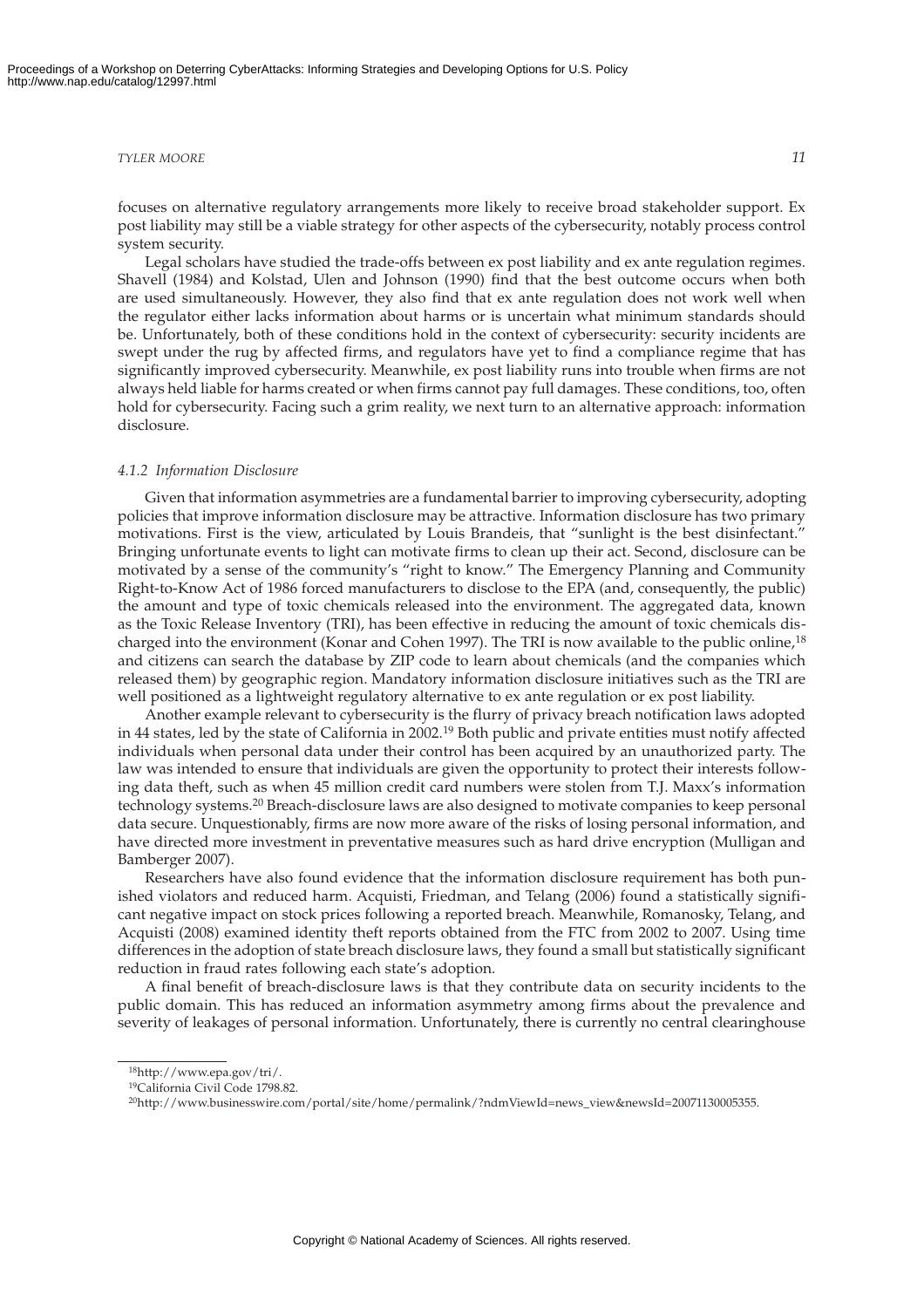focuses on alternative regulatory arrangements more likely to receive broad stakeholder support. Ex post liability may still be a viable strategy for other aspects of the cybersecurity, notably process control system security.

Legal scholars have studied the trade-offs between ex post liability and ex ante regulation regimes. Shavell (1984) and Kolstad, Ulen and Johnson (1990) find that the best outcome occurs when both are used simultaneously. However, they also find that ex ante regulation does not work well when the regulator either lacks information about harms or is uncertain what minimum standards should be. Unfortunately, both of these conditions hold in the context of cybersecurity: security incidents are swept under the rug by affected firms, and regulators have yet to find a compliance regime that has significantly improved cybersecurity. Meanwhile, ex post liability runs into trouble when firms are not always held liable for harms created or when firms cannot pay full damages. These conditions, too, often hold for cybersecurity. Facing such a grim reality, we next turn to an alternative approach: information disclosure.

#### *4.1.2 Information Disclosure*

Given that information asymmetries are a fundamental barrier to improving cybersecurity, adopting policies that improve information disclosure may be attractive. Information disclosure has two primary motivations. First is the view, articulated by Louis Brandeis, that "sunlight is the best disinfectant." Bringing unfortunate events to light can motivate firms to clean up their act. Second, disclosure can be motivated by a sense of the community's "right to know." The Emergency Planning and Community Right-to-Know Act of 1986 forced manufacturers to disclose to the EPA (and, consequently, the public) the amount and type of toxic chemicals released into the environment. The aggregated data, known as the Toxic Release Inventory (TRI), has been effective in reducing the amount of toxic chemicals discharged into the environment (Konar and Cohen 1997). The TRI is now available to the public online,[18] and citizens can search the database by ZIP code to learn about chemicals (and the companies which released them) by geographic region. Mandatory information disclosure initiatives such as the TRI are well positioned as a lightweight regulatory alternative to ex ante regulation or ex post liability.

Another example relevant to cybersecurity is the flurry of privacy breach notification laws adopted in 44 states, led by the state of California in 2002.[19] Both public and private entities must notify affected individuals when personal data under their control has been acquired by an unauthorized party. The law was intended to ensure that individuals are given the opportunity to protect their interests following data theft, such as when 45 million credit card numbers were stolen from T.J. Maxx's information technology systems.[20] Breach-disclosure laws are also designed to motivate companies to keep personal data secure. Unquestionably, firms are now more aware of the risks of losing personal information, and have directed more investment in preventative measures such as hard drive encryption (Mulligan and Bamberger 2007).

Researchers have also found evidence that the information disclosure requirement has both punished violators and reduced harm. Acquisti, Friedman, and Telang (2006) found a statistically significant negative impact on stock prices following a reported breach. Meanwhile, Romanosky, Telang, and Acquisti (2008) examined identity theft reports obtained from the FTC from 2002 to 2007. Using time differences in the adoption of state breach disclosure laws, they found a small but statistically significant reduction in fraud rates following each state's adoption.

A final benefit of breach-disclosure laws is that they contribute data on security incidents to the public domain. This has reduced an information asymmetry among firms about the prevalence and severity of leakages of personal information. Unfortunately, there is currently no central clearinghouse

[18] http://www.epa.gov/tri/.

[19] California Civil Code 1798.82.

[20] http://www.businesswire.com/portal/site/home/permalink/?ndmViewId=news_view&newsId=20071130005355.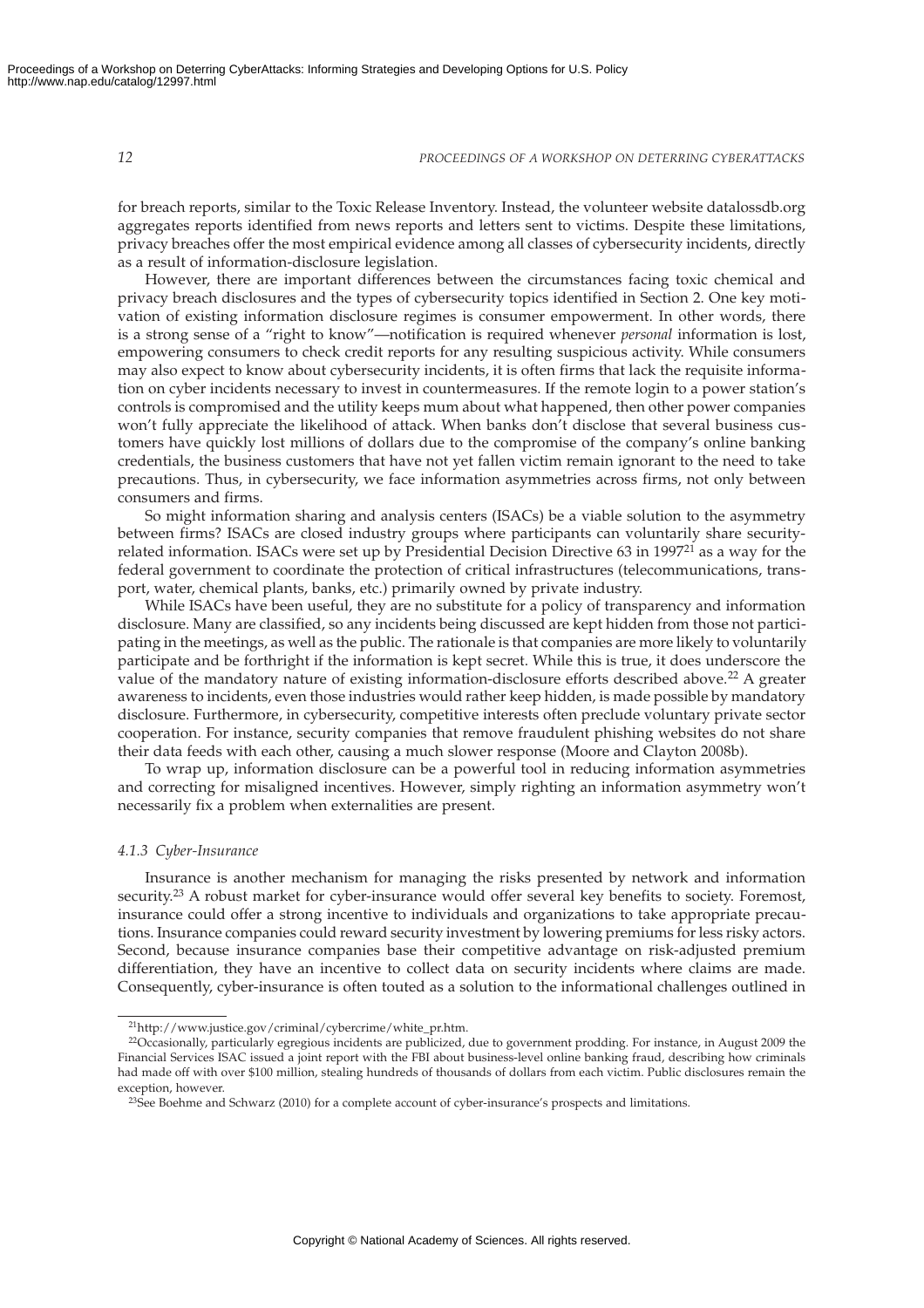for breach reports, similar to the Toxic Release Inventory. Instead, the volunteer website datalossdb.org aggregates reports identified from news reports and letters sent to victims. Despite these limitations, privacy breaches offer the most empirical evidence among all classes of cybersecurity incidents, directly as a result of information-disclosure legislation.

However, there are important differences between the circumstances facing toxic chemical and privacy breach disclosures and the types of cybersecurity topics identified in Section 2. One key motivation of existing information disclosure regimes is consumer empowerment. In other words, there is a strong sense of a "right to know"—notification is required whenever *personal* information is lost, empowering consumers to check credit reports for any resulting suspicious activity. While consumers may also expect to know about cybersecurity incidents, it is often firms that lack the requisite information on cyber incidents necessary to invest in countermeasures. If the remote login to a power station's controls is compromised and the utility keeps mum about what happened, then other power companies won't fully appreciate the likelihood of attack. When banks don't disclose that several business customers have quickly lost millions of dollars due to the compromise of the company's online banking credentials, the business customers that have not yet fallen victim remain ignorant to the need to take precautions. Thus, in cybersecurity, we face information asymmetries across firms, not only between consumers and firms.

So might information sharing and analysis centers (ISACs) be a viable solution to the asymmetry between firms? ISACs are closed industry groups where participants can voluntarily share security-related information. ISACs were set up by Presidential Decision Directive 63 in 1997[21] as a way for the federal government to coordinate the protection of critical infrastructures (telecommunications, transport, water, chemical plants, banks, etc.) primarily owned by private industry.

While ISACs have been useful, they are no substitute for a policy of transparency and information disclosure. Many are classified, so any incidents being discussed are kept hidden from those not participating in the meetings, as well as the public. The rationale is that companies are more likely to voluntarily participate and be forthright if the information is kept secret. While this is true, it does underscore the value of the mandatory nature of existing information-disclosure efforts described above.[22] A greater awareness to incidents, even those industries would rather keep hidden, is made possible by mandatory disclosure. Furthermore, in cybersecurity, competitive interests often preclude voluntary private sector cooperation. For instance, security companies that remove fraudulent phishing websites do not share their data feeds with each other, causing a much slower response (Moore and Clayton 2008b).

To wrap up, information disclosure can be a powerful tool in reducing information asymmetries and correcting for misaligned incentives. However, simply righting an information asymmetry won't necessarily fix a problem when externalities are present.

#### *4.1.3 Cyber-Insurance*

Insurance is another mechanism for managing the risks presented by network and information security.[23] A robust market for cyber-insurance would offer several key benefits to society. Foremost, insurance could offer a strong incentive to individuals and organizations to take appropriate precautions. Insurance companies could reward security investment by lowering premiums for less risky actors. Second, because insurance companies base their competitive advantage on risk-adjusted premium differentiation, they have an incentive to collect data on security incidents where claims are made. Consequently, cyber-insurance is often touted as a solution to the informational challenges outlined in

---

[21] http://www.justice.gov/criminal/cybercrime/white_pr.htm.

[22] Occasionally, particularly egregious incidents are publicized, due to government prodding. For instance, in August 2009 the Financial Services ISAC issued a joint report with the FBI about business-level online banking fraud, describing how criminals had made off with over $100 million, stealing hundreds of thousands of dollars from each victim. Public disclosures remain the exception, however.

[23] See Boehme and Schwarz (2010) for a complete account of cyber-insurance's prospects and limitations.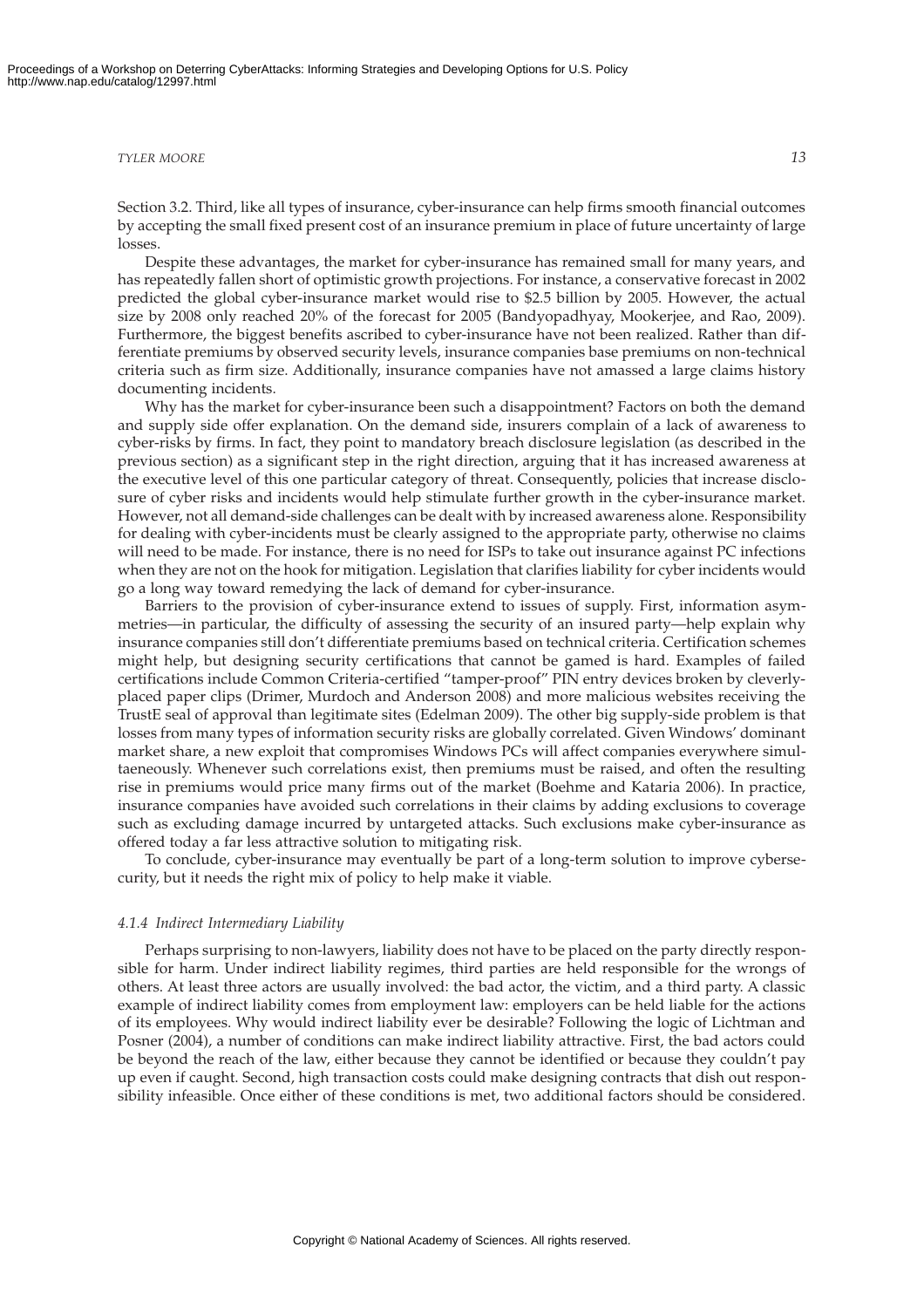Section 3.2. Third, like all types of insurance, cyber-insurance can help firms smooth financial outcomes by accepting the small fixed present cost of an insurance premium in place of future uncertainty of large losses.

Despite these advantages, the market for cyber-insurance has remained small for many years, and has repeatedly fallen short of optimistic growth projections. For instance, a conservative forecast in 2002 predicted the global cyber-insurance market would rise to $2.5 billion by 2005. However, the actual size by 2008 only reached 20% of the forecast for 2005 (Bandyopadhyay, Mookerjee, and Rao, 2009). Furthermore, the biggest benefits ascribed to cyber-insurance have not been realized. Rather than differentiate premiums by observed security levels, insurance companies base premiums on non-technical criteria such as firm size. Additionally, insurance companies have not amassed a large claims history documenting incidents.

Why has the market for cyber-insurance been such a disappointment? Factors on both the demand and supply side offer explanation. On the demand side, insurers complain of a lack of awareness to cyber-risks by firms. In fact, they point to mandatory breach disclosure legislation (as described in the previous section) as a significant step in the right direction, arguing that it has increased awareness at the executive level of this one particular category of threat. Consequently, policies that increase disclosure of cyber risks and incidents would help stimulate further growth in the cyber-insurance market. However, not all demand-side challenges can be dealt with by increased awareness alone. Responsibility for dealing with cyber-incidents must be clearly assigned to the appropriate party, otherwise no claims will need to be made. For instance, there is no need for ISPs to take out insurance against PC infections when they are not on the hook for mitigation. Legislation that clarifies liability for cyber incidents would go a long way toward remedying the lack of demand for cyber-insurance.

Barriers to the provision of cyber-insurance extend to issues of supply. First, information asymmetries—in particular, the difficulty of assessing the security of an insured party—help explain why insurance companies still don't differentiate premiums based on technical criteria. Certification schemes might help, but designing security certifications that cannot be gamed is hard. Examples of failed certifications include Common Criteria-certified "tamper-proof" PIN entry devices broken by cleverly-placed paper clips (Drimer, Murdoch and Anderson 2008) and more malicious websites receiving the TrustE seal of approval than legitimate sites (Edelman 2009). The other big supply-side problem is that losses from many types of information security risks are globally correlated. Given Windows' dominant market share, a new exploit that compromises Windows PCs will affect companies everywhere simultaeneously. Whenever such correlations exist, then premiums must be raised, and often the resulting rise in premiums would price many firms out of the market (Boehme and Kataria 2006). In practice, insurance companies have avoided such correlations in their claims by adding exclusions to coverage such as excluding damage incurred by untargeted attacks. Such exclusions make cyber-insurance as offered today a far less attractive solution to mitigating risk.

To conclude, cyber-insurance may eventually be part of a long-term solution to improve cybersecurity, but it needs the right mix of policy to help make it viable.

#### *4.1.4 Indirect Intermediary Liability*

Perhaps surprising to non-lawyers, liability does not have to be placed on the party directly responsible for harm. Under indirect liability regimes, third parties are held responsible for the wrongs of others. At least three actors are usually involved: the bad actor, the victim, and a third party. A classic example of indirect liability comes from employment law: employers can be held liable for the actions of its employees. Why would indirect liability ever be desirable? Following the logic of Lichtman and Posner (2004), a number of conditions can make indirect liability attractive. First, the bad actors could be beyond the reach of the law, either because they cannot be identified or because they couldn't pay up even if caught. Second, high transaction costs could make designing contracts that dish out responsibility infeasible. Once either of these conditions is met, two additional factors should be considered.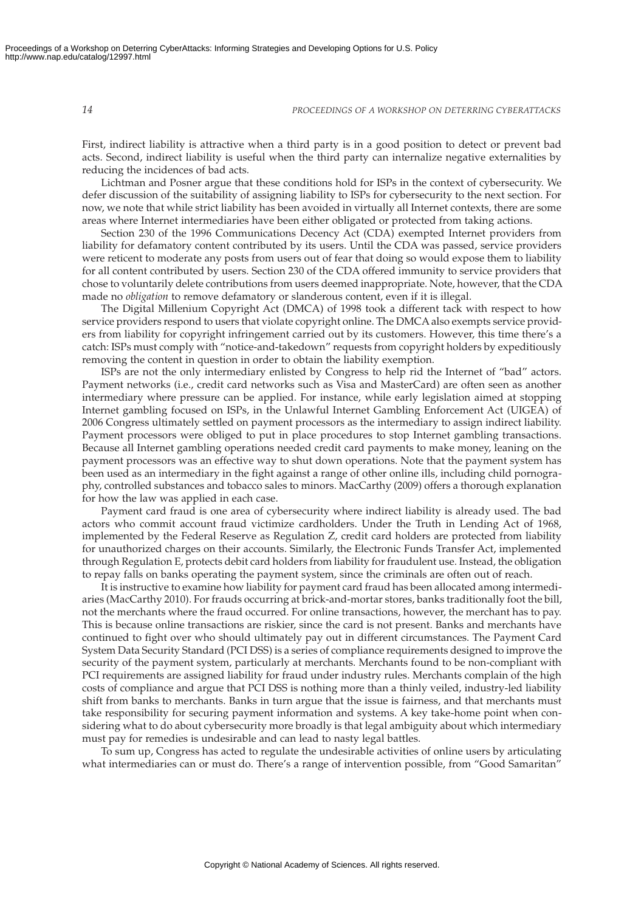First, indirect liability is attractive when a third party is in a good position to detect or prevent bad acts. Second, indirect liability is useful when the third party can internalize negative externalities by reducing the incidences of bad acts.

Lichtman and Posner argue that these conditions hold for ISPs in the context of cybersecurity. We defer discussion of the suitability of assigning liability to ISPs for cybersecurity to the next section. For now, we note that while strict liability has been avoided in virtually all Internet contexts, there are some areas where Internet intermediaries have been either obligated or protected from taking actions.

Section 230 of the 1996 Communications Decency Act (CDA) exempted Internet providers from liability for defamatory content contributed by its users. Until the CDA was passed, service providers were reticent to moderate any posts from users out of fear that doing so would expose them to liability for all content contributed by users. Section 230 of the CDA offered immunity to service providers that chose to voluntarily delete contributions from users deemed inappropriate. Note, however, that the CDA made no *obligation* to remove defamatory or slanderous content, even if it is illegal.

The Digital Millenium Copyright Act (DMCA) of 1998 took a different tack with respect to how service providers respond to users that violate copyright online. The DMCA also exempts service providers from liability for copyright infringement carried out by its customers. However, this time there's a catch: ISPs must comply with "notice-and-takedown" requests from copyright holders by expeditiously removing the content in question in order to obtain the liability exemption.

ISPs are not the only intermediary enlisted by Congress to help rid the Internet of "bad" actors. Payment networks (i.e., credit card networks such as Visa and MasterCard) are often seen as another intermediary where pressure can be applied. For instance, while early legislation aimed at stopping Internet gambling focused on ISPs, in the Unlawful Internet Gambling Enforcement Act (UIGEA) of 2006 Congress ultimately settled on payment processors as the intermediary to assign indirect liability. Payment processors were obliged to put in place procedures to stop Internet gambling transactions. Because all Internet gambling operations needed credit card payments to make money, leaning on the payment processors was an effective way to shut down operations. Note that the payment system has been used as an intermediary in the fight against a range of other online ills, including child pornography, controlled substances and tobacco sales to minors. MacCarthy (2009) offers a thorough explanation for how the law was applied in each case.

Payment card fraud is one area of cybersecurity where indirect liability is already used. The bad actors who commit account fraud victimize cardholders. Under the Truth in Lending Act of 1968, implemented by the Federal Reserve as Regulation Z, credit card holders are protected from liability for unauthorized charges on their accounts. Similarly, the Electronic Funds Transfer Act, implemented through Regulation E, protects debit card holders from liability for fraudulent use. Instead, the obligation to repay falls on banks operating the payment system, since the criminals are often out of reach.

It is instructive to examine how liability for payment card fraud has been allocated among intermediaries (MacCarthy 2010). For frauds occurring at brick-and-mortar stores, banks traditionally foot the bill, not the merchants where the fraud occurred. For online transactions, however, the merchant has to pay. This is because online transactions are riskier, since the card is not present. Banks and merchants have continued to fight over who should ultimately pay out in different circumstances. The Payment Card System Data Security Standard (PCI DSS) is a series of compliance requirements designed to improve the security of the payment system, particularly at merchants. Merchants found to be non-compliant with PCI requirements are assigned liability for fraud under industry rules. Merchants complain of the high costs of compliance and argue that PCI DSS is nothing more than a thinly veiled, industry-led liability shift from banks to merchants. Banks in turn argue that the issue is fairness, and that merchants must take responsibility for securing payment information and systems. A key take-home point when considering what to do about cybersecurity more broadly is that legal ambiguity about which intermediary must pay for remedies is undesirable and can lead to nasty legal battles.

To sum up, Congress has acted to regulate the undesirable activities of online users by articulating what intermediaries can or must do. There's a range of intervention possible, from "Good Samaritan"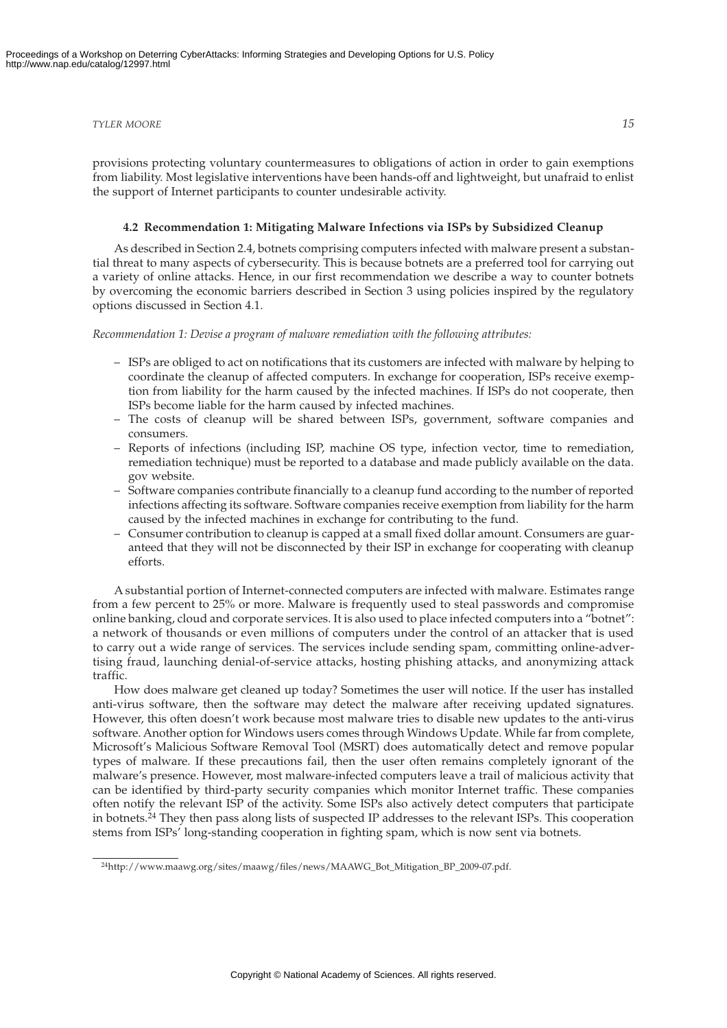provisions protecting voluntary countermeasures to obligations of action in order to gain exemptions from liability. Most legislative interventions have been hands-off and lightweight, but unafraid to enlist the support of Internet participants to counter undesirable activity.

### 4.2 Recommendation 1: Mitigating Malware Infections via ISPs by Subsidized Cleanup

As described in Section 2.4, botnets comprising computers infected with malware present a substantial threat to many aspects of cybersecurity. This is because botnets are a preferred tool for carrying out a variety of online attacks. Hence, in our first recommendation we describe a way to counter botnets by overcoming the economic barriers described in Section 3 using policies inspired by the regulatory options discussed in Section 4.1.

*Recommendation 1: Devise a program of malware remediation with the following attributes:*

- ISPs are obliged to act on notifications that its customers are infected with malware by helping to coordinate the cleanup of affected computers. In exchange for cooperation, ISPs receive exemption from liability for the harm caused by the infected machines. If ISPs do not cooperate, then ISPs become liable for the harm caused by infected machines.
- The costs of cleanup will be shared between ISPs, government, software companies and consumers.
- Reports of infections (including ISP, machine OS type, infection vector, time to remediation, remediation technique) must be reported to a database and made publicly available on the data.gov website.
- Software companies contribute financially to a cleanup fund according to the number of reported infections affecting its software. Software companies receive exemption from liability for the harm caused by the infected machines in exchange for contributing to the fund.
- Consumer contribution to cleanup is capped at a small fixed dollar amount. Consumers are guaranteed that they will not be disconnected by their ISP in exchange for cooperating with cleanup efforts.

A substantial portion of Internet-connected computers are infected with malware. Estimates range from a few percent to 25% or more. Malware is frequently used to steal passwords and compromise online banking, cloud and corporate services. It is also used to place infected computers into a "botnet": a network of thousands or even millions of computers under the control of an attacker that is used to carry out a wide range of services. The services include sending spam, committing online-advertising fraud, launching denial-of-service attacks, hosting phishing attacks, and anonymizing attack traffic.

How does malware get cleaned up today? Sometimes the user will notice. If the user has installed anti-virus software, then the software may detect the malware after receiving updated signatures. However, this often doesn't work because most malware tries to disable new updates to the anti-virus software. Another option for Windows users comes through Windows Update. While far from complete, Microsoft's Malicious Software Removal Tool (MSRT) does automatically detect and remove popular types of malware. If these precautions fail, then the user often remains completely ignorant of the malware's presence. However, most malware-infected computers leave a trail of malicious activity that can be identified by third-party security companies which monitor Internet traffic. These companies often notify the relevant ISP of the activity. Some ISPs also actively detect computers that participate in botnets.[24] They then pass along lists of suspected IP addresses to the relevant ISPs. This cooperation stems from ISPs' long-standing cooperation in fighting spam, which is now sent via botnets.

---

[24] http://www.maawg.org/sites/maawg/files/news/MAAWG_Bot_Mitigation_BP_2009-07.pdf.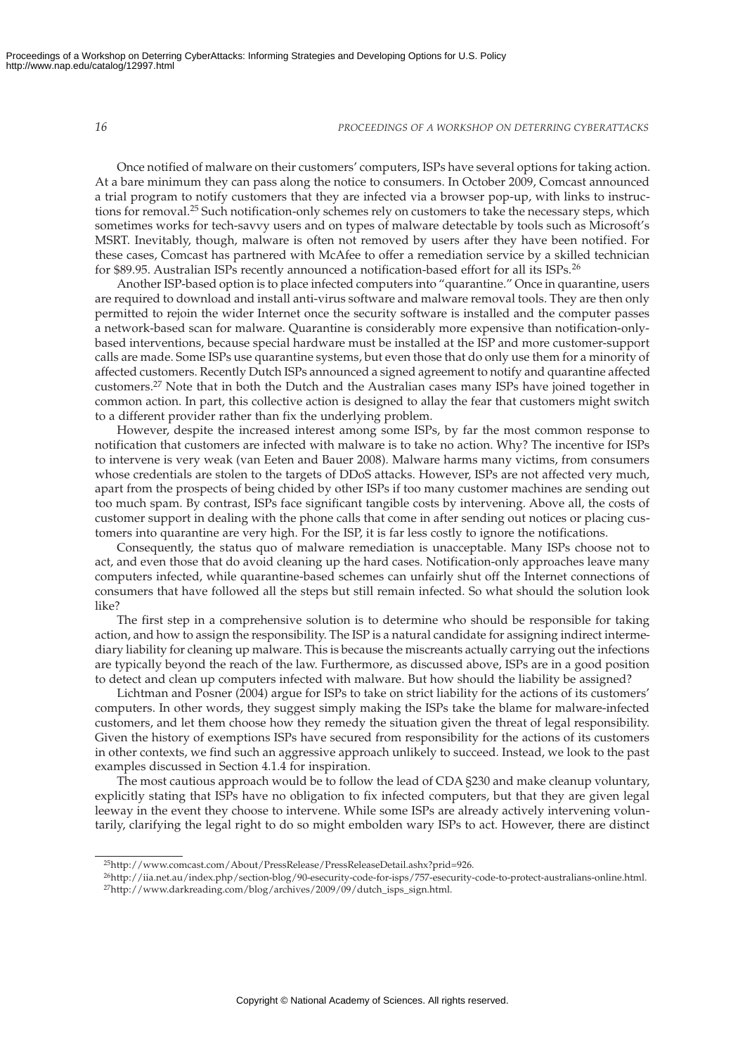Once notified of malware on their customers' computers, ISPs have several options for taking action. At a bare minimum they can pass along the notice to consumers. In October 2009, Comcast announced a trial program to notify customers that they are infected via a browser pop-up, with links to instructions for removal.[25] Such notification-only schemes rely on customers to take the necessary steps, which sometimes works for tech-savvy users and on types of malware detectable by tools such as Microsoft's MSRT. Inevitably, though, malware is often not removed by users after they have been notified. For these cases, Comcast has partnered with McAfee to offer a remediation service by a skilled technician for $89.95. Australian ISPs recently announced a notification-based effort for all its ISPs.[26]

Another ISP-based option is to place infected computers into "quarantine." Once in quarantine, users are required to download and install anti-virus software and malware removal tools. They are then only permitted to rejoin the wider Internet once the security software is installed and the computer passes a network-based scan for malware. Quarantine is considerably more expensive than notification-only-based interventions, because special hardware must be installed at the ISP and more customer-support calls are made. Some ISPs use quarantine systems, but even those that do only use them for a minority of affected customers. Recently Dutch ISPs announced a signed agreement to notify and quarantine affected customers.[27] Note that in both the Dutch and the Australian cases many ISPs have joined together in common action. In part, this collective action is designed to allay the fear that customers might switch to a different provider rather than fix the underlying problem.

However, despite the increased interest among some ISPs, by far the most common response to notification that customers are infected with malware is to take no action. Why? The incentive for ISPs to intervene is very weak (van Eeten and Bauer 2008). Malware harms many victims, from consumers whose credentials are stolen to the targets of DDoS attacks. However, ISPs are not affected very much, apart from the prospects of being chided by other ISPs if too many customer machines are sending out too much spam. By contrast, ISPs face significant tangible costs by intervening. Above all, the costs of customer support in dealing with the phone calls that come in after sending out notices or placing customers into quarantine are very high. For the ISP, it is far less costly to ignore the notifications.

Consequently, the status quo of malware remediation is unacceptable. Many ISPs choose not to act, and even those that do avoid cleaning up the hard cases. Notification-only approaches leave many computers infected, while quarantine-based schemes can unfairly shut off the Internet connections of consumers that have followed all the steps but still remain infected. So what should the solution look like?

The first step in a comprehensive solution is to determine who should be responsible for taking action, and how to assign the responsibility. The ISP is a natural candidate for assigning indirect intermediary liability for cleaning up malware. This is because the miscreants actually carrying out the infections are typically beyond the reach of the law. Furthermore, as discussed above, ISPs are in a good position to detect and clean up computers infected with malware. But how should the liability be assigned?

Lichtman and Posner (2004) argue for ISPs to take on strict liability for the actions of its customers' computers. In other words, they suggest simply making the ISPs take the blame for malware-infected customers, and let them choose how they remedy the situation given the threat of legal responsibility. Given the history of exemptions ISPs have secured from responsibility for the actions of its customers in other contexts, we find such an aggressive approach unlikely to succeed. Instead, we look to the past examples discussed in Section 4.1.4 for inspiration.

The most cautious approach would be to follow the lead of CDA §230 and make cleanup voluntary, explicitly stating that ISPs have no obligation to fix infected computers, but that they are given legal leeway in the event they choose to intervene. While some ISPs are already actively intervening voluntarily, clarifying the legal right to do so might embolden wary ISPs to act. However, there are distinct

[25] http://www.comcast.com/About/PressRelease/PressReleaseDetail.ashx?prid=926.

[26] http://iia.net.au/index.php/section-blog/90-esecurity-code-for-isps/757-esecurity-code-to-protect-australians-online.html.

[27] http://www.darkreading.com/blog/archives/2009/09/dutch_isps_sign.html.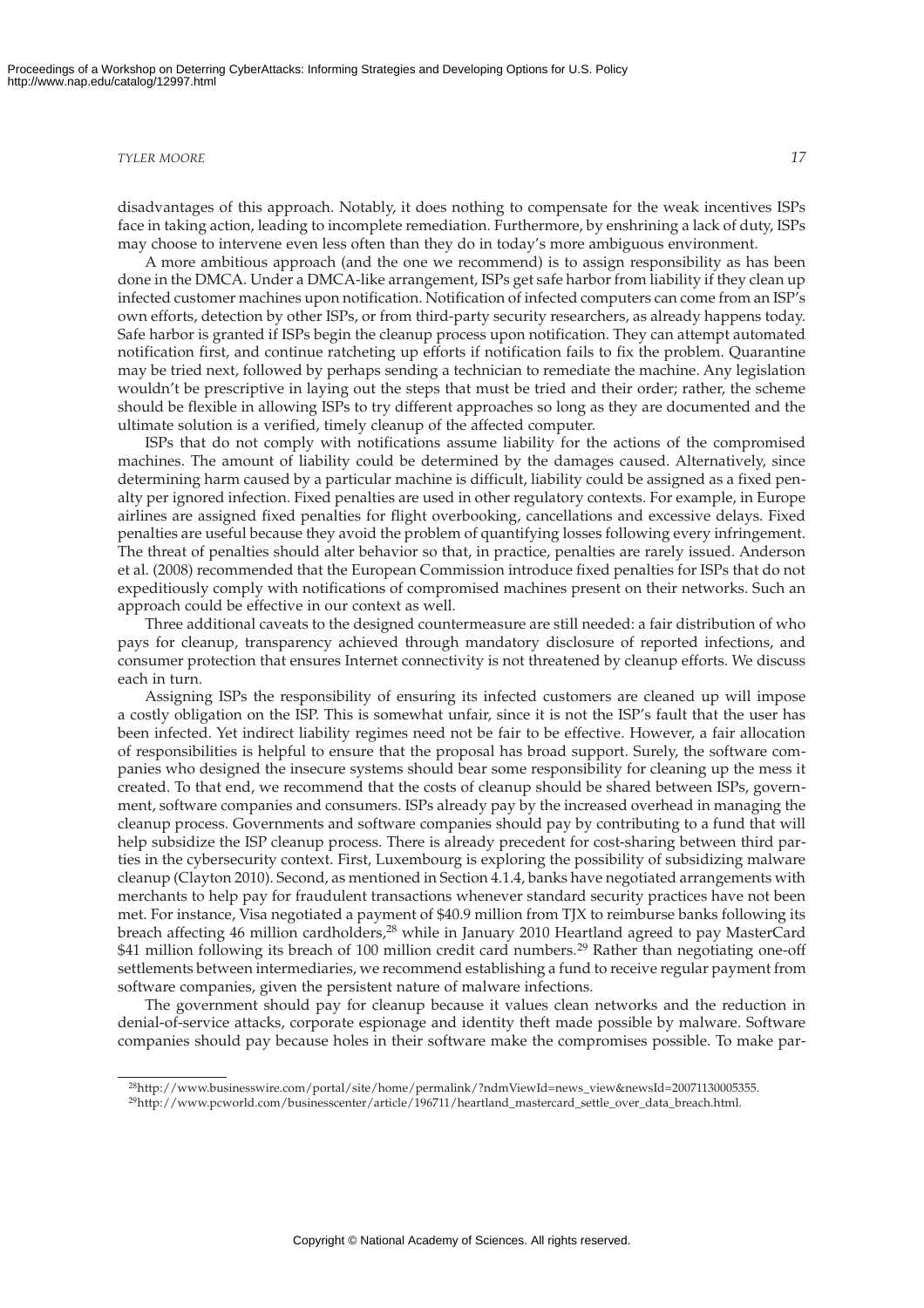disadvantages of this approach. Notably, it does nothing to compensate for the weak incentives ISPs face in taking action, leading to incomplete remediation. Furthermore, by enshrining a lack of duty, ISPs may choose to intervene even less often than they do in today's more ambiguous environment.

A more ambitious approach (and the one we recommend) is to assign responsibility as has been done in the DMCA. Under a DMCA-like arrangement, ISPs get safe harbor from liability if they clean up infected customer machines upon notification. Notification of infected computers can come from an ISP's own efforts, detection by other ISPs, or from third-party security researchers, as already happens today. Safe harbor is granted if ISPs begin the cleanup process upon notification. They can attempt automated notification first, and continue ratcheting up efforts if notification fails to fix the problem. Quarantine may be tried next, followed by perhaps sending a technician to remediate the machine. Any legislation wouldn't be prescriptive in laying out the steps that must be tried and their order; rather, the scheme should be flexible in allowing ISPs to try different approaches so long as they are documented and the ultimate solution is a verified, timely cleanup of the affected computer.

ISPs that do not comply with notifications assume liability for the actions of the compromised machines. The amount of liability could be determined by the damages caused. Alternatively, since determining harm caused by a particular machine is difficult, liability could be assigned as a fixed penalty per ignored infection. Fixed penalties are used in other regulatory contexts. For example, in Europe airlines are assigned fixed penalties for flight overbooking, cancellations and excessive delays. Fixed penalties are useful because they avoid the problem of quantifying losses following every infringement. The threat of penalties should alter behavior so that, in practice, penalties are rarely issued. Anderson et al. (2008) recommended that the European Commission introduce fixed penalties for ISPs that do not expeditiously comply with notifications of compromised machines present on their networks. Such an approach could be effective in our context as well.

Three additional caveats to the designed countermeasure are still needed: a fair distribution of who pays for cleanup, transparency achieved through mandatory disclosure of reported infections, and consumer protection that ensures Internet connectivity is not threatened by cleanup efforts. We discuss each in turn.

Assigning ISPs the responsibility of ensuring its infected customers are cleaned up will impose a costly obligation on the ISP. This is somewhat unfair, since it is not the ISP's fault that the user has been infected. Yet indirect liability regimes need not be fair to be effective. However, a fair allocation of responsibilities is helpful to ensure that the proposal has broad support. Surely, the software companies who designed the insecure systems should bear some responsibility for cleaning up the mess it created. To that end, we recommend that the costs of cleanup should be shared between ISPs, government, software companies and consumers. ISPs already pay by the increased overhead in managing the cleanup process. Governments and software companies should pay by contributing to a fund that will help subsidize the ISP cleanup process. There is already precedent for cost-sharing between third parties in the cybersecurity context. First, Luxembourg is exploring the possibility of subsidizing malware cleanup (Clayton 2010). Second, as mentioned in Section 4.1.4, banks have negotiated arrangements with merchants to help pay for fraudulent transactions whenever standard security practices have not been met. For instance, Visa negotiated a payment of $40.9 million from TJX to reimburse banks following its breach affecting 46 million cardholders,[28] while in January 2010 Heartland agreed to pay MasterCard $41 million following its breach of 100 million credit card numbers.[29] Rather than negotiating one-off settlements between intermediaries, we recommend establishing a fund to receive regular payment from software companies, given the persistent nature of malware infections.

The government should pay for cleanup because it values clean networks and the reduction in denial-of-service attacks, corporate espionage and identity theft made possible by malware. Software companies should pay because holes in their software make the compromises possible. To make par-

[28]http://www.businesswire.com/portal/site/home/permalink/?ndmViewId=news_view&newsId=20071130005355.

[29]http://www.pcworld.com/businesscenter/article/196711/heartland_mastercard_settle_over_data_breach.html.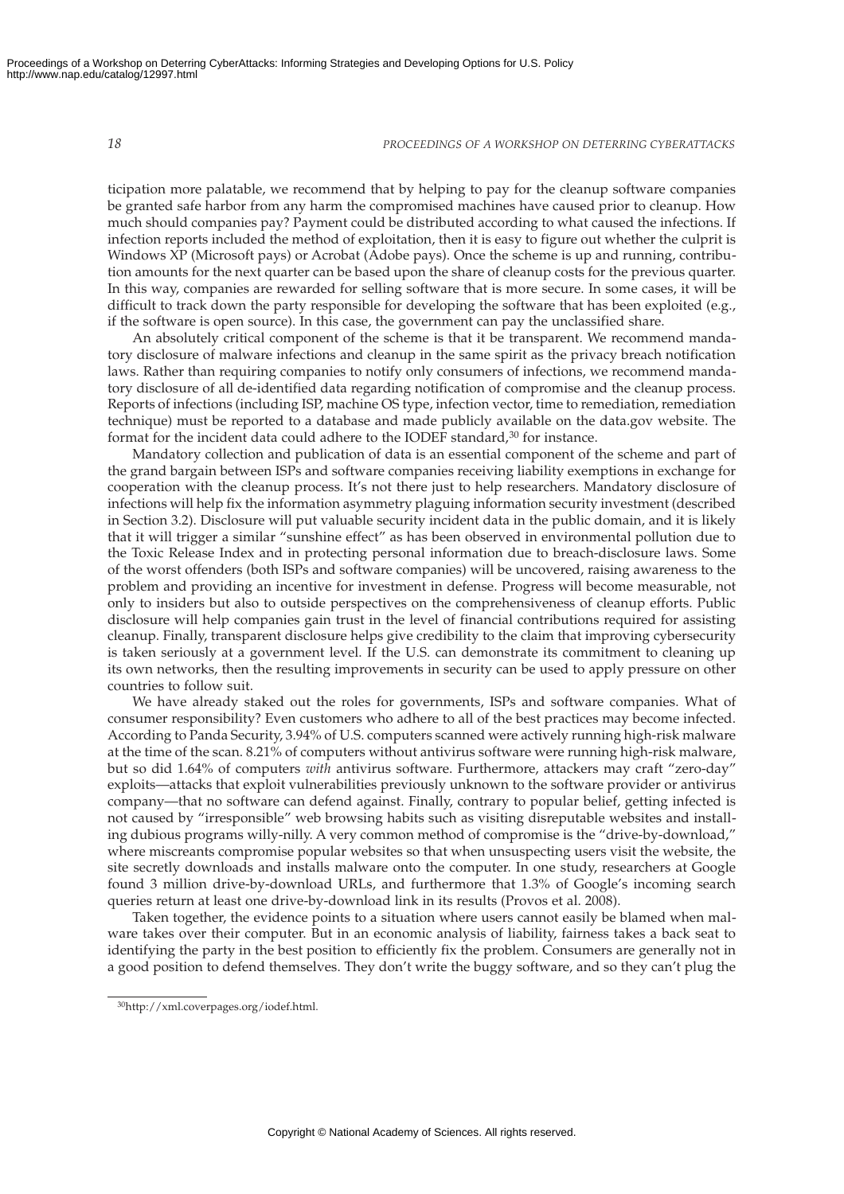ticipation more palatable, we recommend that by helping to pay for the cleanup software companies be granted safe harbor from any harm the compromised machines have caused prior to cleanup. How much should companies pay? Payment could be distributed according to what caused the infections. If infection reports included the method of exploitation, then it is easy to figure out whether the culprit is Windows XP (Microsoft pays) or Acrobat (Adobe pays). Once the scheme is up and running, contribution amounts for the next quarter can be based upon the share of cleanup costs for the previous quarter. In this way, companies are rewarded for selling software that is more secure. In some cases, it will be difficult to track down the party responsible for developing the software that has been exploited (e.g., if the software is open source). In this case, the government can pay the unclassified share.

An absolutely critical component of the scheme is that it be transparent. We recommend mandatory disclosure of malware infections and cleanup in the same spirit as the privacy breach notification laws. Rather than requiring companies to notify only consumers of infections, we recommend mandatory disclosure of all de-identified data regarding notification of compromise and the cleanup process. Reports of infections (including ISP, machine OS type, infection vector, time to remediation, remediation technique) must be reported to a database and made publicly available on the data.gov website. The format for the incident data could adhere to the IODEF standard,[30] for instance.

Mandatory collection and publication of data is an essential component of the scheme and part of the grand bargain between ISPs and software companies receiving liability exemptions in exchange for cooperation with the cleanup process. It's not there just to help researchers. Mandatory disclosure of infections will help fix the information asymmetry plaguing information security investment (described in Section 3.2). Disclosure will put valuable security incident data in the public domain, and it is likely that it will trigger a similar "sunshine effect" as has been observed in environmental pollution due to the Toxic Release Index and in protecting personal information due to breach-disclosure laws. Some of the worst offenders (both ISPs and software companies) will be uncovered, raising awareness to the problem and providing an incentive for investment in defense. Progress will become measurable, not only to insiders but also to outside perspectives on the comprehensiveness of cleanup efforts. Public disclosure will help companies gain trust in the level of financial contributions required for assisting cleanup. Finally, transparent disclosure helps give credibility to the claim that improving cybersecurity is taken seriously at a government level. If the U.S. can demonstrate its commitment to cleaning up its own networks, then the resulting improvements in security can be used to apply pressure on other countries to follow suit.

We have already staked out the roles for governments, ISPs and software companies. What of consumer responsibility? Even customers who adhere to all of the best practices may become infected. According to Panda Security, 3.94% of U.S. computers scanned were actively running high-risk malware at the time of the scan. 8.21% of computers without antivirus software were running high-risk malware, but so did 1.64% of computers *with* antivirus software. Furthermore, attackers may craft "zero-day" exploits—attacks that exploit vulnerabilities previously unknown to the software provider or antivirus company—that no software can defend against. Finally, contrary to popular belief, getting infected is not caused by "irresponsible" web browsing habits such as visiting disreputable websites and installing dubious programs willy-nilly. A very common method of compromise is the "drive-by-download," where miscreants compromise popular websites so that when unsuspecting users visit the website, the site secretly downloads and installs malware onto the computer. In one study, researchers at Google found 3 million drive-by-download URLs, and furthermore that 1.3% of Google's incoming search queries return at least one drive-by-download link in its results (Provos et al. 2008).

Taken together, the evidence points to a situation where users cannot easily be blamed when malware takes over their computer. But in an economic analysis of liability, fairness takes a back seat to identifying the party in the best position to efficiently fix the problem. Consumers are generally not in a good position to defend themselves. They don't write the buggy software, and so they can't plug the

---

[30] http://xml.coverpages.org/iodef.html.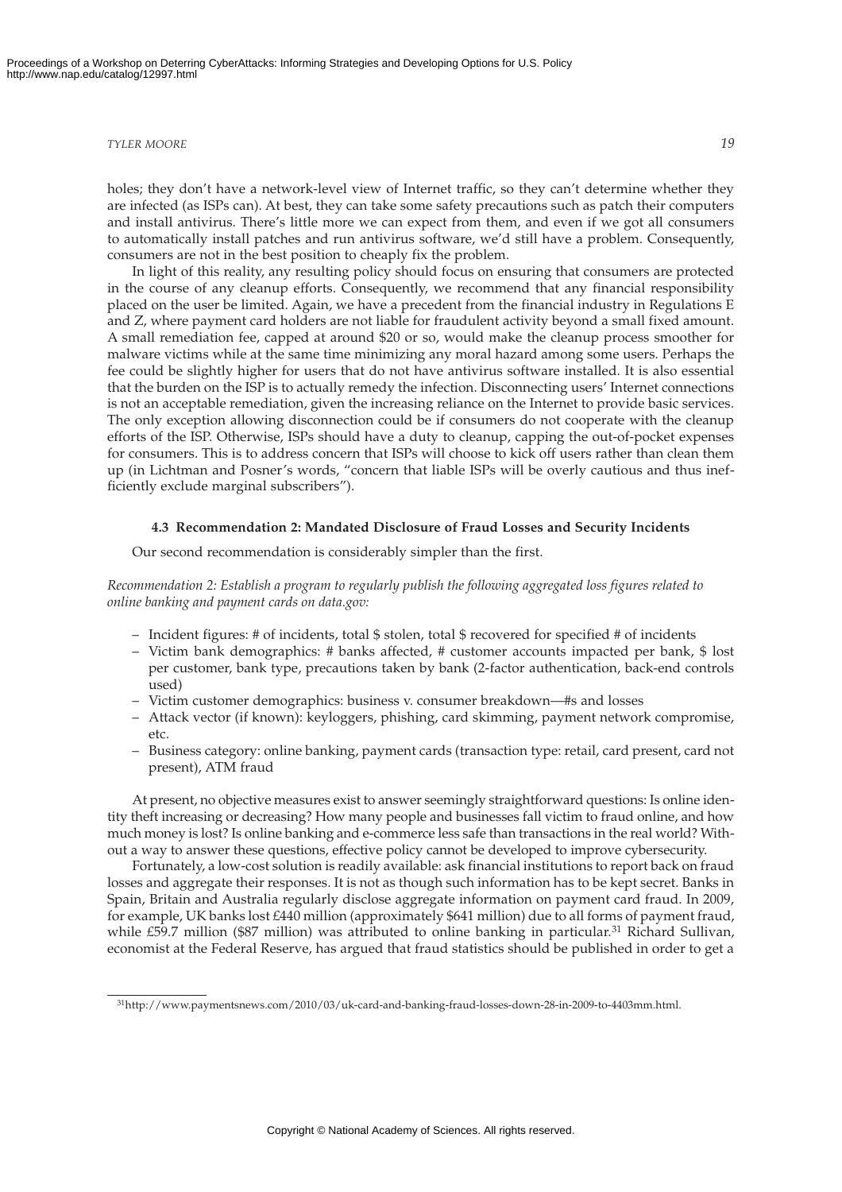holes; they don't have a network-level view of Internet traffic, so they can't determine whether they are infected (as ISPs can). At best, they can take some safety precautions such as patch their computers and install antivirus. There's little more we can expect from them, and even if we got all consumers to automatically install patches and run antivirus software, we'd still have a problem. Consequently, consumers are not in the best position to cheaply fix the problem.

In light of this reality, any resulting policy should focus on ensuring that consumers are protected in the course of any cleanup efforts. Consequently, we recommend that any financial responsibility placed on the user be limited. Again, we have a precedent from the financial industry in Regulations E and Z, where payment card holders are not liable for fraudulent activity beyond a small fixed amount. A small remediation fee, capped at around $20 or so, would make the cleanup process smoother for malware victims while at the same time minimizing any moral hazard among some users. Perhaps the fee could be slightly higher for users that do not have antivirus software installed. It is also essential that the burden on the ISP is to actually remedy the infection. Disconnecting users' Internet connections is not an acceptable remediation, given the increasing reliance on the Internet to provide basic services. The only exception allowing disconnection could be if consumers do not cooperate with the cleanup efforts of the ISP. Otherwise, ISPs should have a duty to cleanup, capping the out-of-pocket expenses for consumers. This is to address concern that ISPs will choose to kick off users rather than clean them up (in Lichtman and Posner's words, "concern that liable ISPs will be overly cautious and thus inefficiently exclude marginal subscribers").

### 4.3 Recommendation 2: Mandated Disclosure of Fraud Losses and Security Incidents

Our second recommendation is considerably simpler than the first.

*Recommendation 2: Establish a program to regularly publish the following aggregated loss figures related to online banking and payment cards on data.gov:*

- Incident figures: # of incidents, total $ stolen, total $ recovered for specified # of incidents
- Victim bank demographics: # banks affected, # customer accounts impacted per bank, $ lost per customer, bank type, precautions taken by bank (2-factor authentication, back-end controls used)
- Victim customer demographics: business v. consumer breakdown—#s and losses
- Attack vector (if known): keyloggers, phishing, card skimming, payment network compromise, etc.
- Business category: online banking, payment cards (transaction type: retail, card present, card not present), ATM fraud

At present, no objective measures exist to answer seemingly straightforward questions: Is online identity theft increasing or decreasing? How many people and businesses fall victim to fraud online, and how much money is lost? Is online banking and e-commerce less safe than transactions in the real world? Without a way to answer these questions, effective policy cannot be developed to improve cybersecurity.

Fortunately, a low-cost solution is readily available: ask financial institutions to report back on fraud losses and aggregate their responses. It is not as though such information has to be kept secret. Banks in Spain, Britain and Australia regularly disclose aggregate information on payment card fraud. In 2009, for example, UK banks lost £440 million (approximately $641 million) due to all forms of payment fraud, while £59.7 million ($87 million) was attributed to online banking in particular.[31] Richard Sullivan, economist at the Federal Reserve, has argued that fraud statistics should be published in order to get a

[31] http://www.paymentsnews.com/2010/03/uk-card-and-banking-fraud-losses-down-28-in-2009-to-4403mm.html.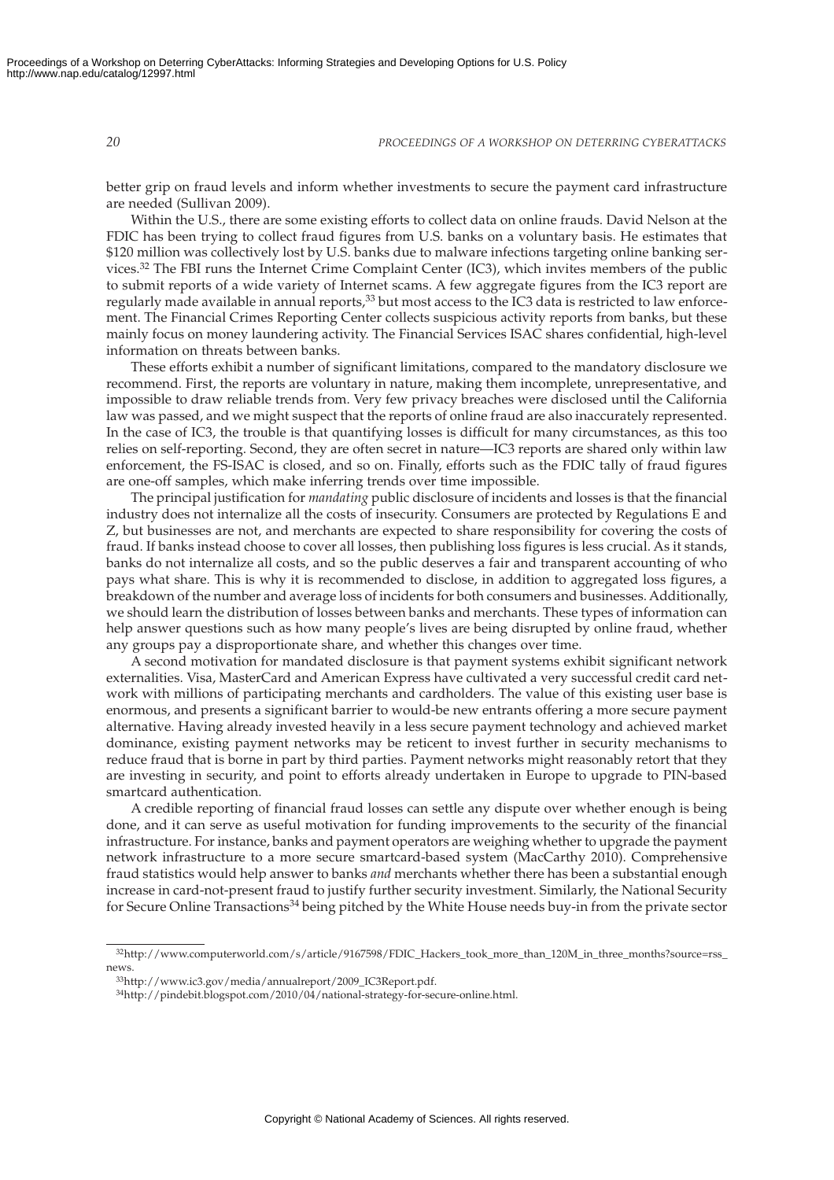better grip on fraud levels and inform whether investments to secure the payment card infrastructure are needed (Sullivan 2009).

Within the U.S., there are some existing efforts to collect data on online frauds. David Nelson at the FDIC has been trying to collect fraud figures from U.S. banks on a voluntary basis. He estimates that $120 million was collectively lost by U.S. banks due to malware infections targeting online banking services.[32] The FBI runs the Internet Crime Complaint Center (IC3), which invites members of the public to submit reports of a wide variety of Internet scams. A few aggregate figures from the IC3 report are regularly made available in annual reports,[33] but most access to the IC3 data is restricted to law enforcement. The Financial Crimes Reporting Center collects suspicious activity reports from banks, but these mainly focus on money laundering activity. The Financial Services ISAC shares confidential, high-level information on threats between banks.

These efforts exhibit a number of significant limitations, compared to the mandatory disclosure we recommend. First, the reports are voluntary in nature, making them incomplete, unrepresentative, and impossible to draw reliable trends from. Very few privacy breaches were disclosed until the California law was passed, and we might suspect that the reports of online fraud are also inaccurately represented. In the case of IC3, the trouble is that quantifying losses is difficult for many circumstances, as this too relies on self-reporting. Second, they are often secret in nature—IC3 reports are shared only within law enforcement, the FS-ISAC is closed, and so on. Finally, efforts such as the FDIC tally of fraud figures are one-off samples, which make inferring trends over time impossible.

The principal justification for *mandating* public disclosure of incidents and losses is that the financial industry does not internalize all the costs of insecurity. Consumers are protected by Regulations E and Z, but businesses are not, and merchants are expected to share responsibility for covering the costs of fraud. If banks instead choose to cover all losses, then publishing loss figures is less crucial. As it stands, banks do not internalize all costs, and so the public deserves a fair and transparent accounting of who pays what share. This is why it is recommended to disclose, in addition to aggregated loss figures, a breakdown of the number and average loss of incidents for both consumers and businesses. Additionally, we should learn the distribution of losses between banks and merchants. These types of information can help answer questions such as how many people's lives are being disrupted by online fraud, whether any groups pay a disproportionate share, and whether this changes over time.

A second motivation for mandated disclosure is that payment systems exhibit significant network externalities. Visa, MasterCard and American Express have cultivated a very successful credit card network with millions of participating merchants and cardholders. The value of this existing user base is enormous, and presents a significant barrier to would-be new entrants offering a more secure payment alternative. Having already invested heavily in a less secure payment technology and achieved market dominance, existing payment networks may be reticent to invest further in security mechanisms to reduce fraud that is borne in part by third parties. Payment networks might reasonably retort that they are investing in security, and point to efforts already undertaken in Europe to upgrade to PIN-based smartcard authentication.

A credible reporting of financial fraud losses can settle any dispute over whether enough is being done, and it can serve as useful motivation for funding improvements to the security of the financial infrastructure. For instance, banks and payment operators are weighing whether to upgrade the payment network infrastructure to a more secure smartcard-based system (MacCarthy 2010). Comprehensive fraud statistics would help answer to banks *and* merchants whether there has been a substantial enough increase in card-not-present fraud to justify further security investment. Similarly, the National Security for Secure Online Transactions[34] being pitched by the White House needs buy-in from the private sector

[32] http://www.computerworld.com/s/article/9167598/FDIC_Hackers_took_more_than_120M_in_three_months?source=rss_news.

[33] http://www.ic3.gov/media/annualreport/2009_IC3Report.pdf.

[34] http://pindebit.blogspot.com/2010/04/national-strategy-for-secure-online.html.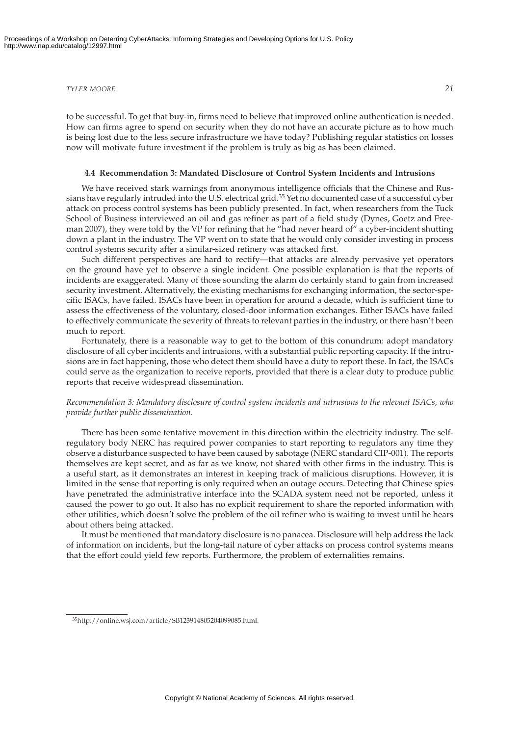to be successful. To get that buy-in, firms need to believe that improved online authentication is needed. How can firms agree to spend on security when they do not have an accurate picture as to how much is being lost due to the less secure infrastructure we have today? Publishing regular statistics on losses now will motivate future investment if the problem is truly as big as has been claimed.

### 4.4 Recommendation 3: Mandated Disclosure of Control System Incidents and Intrusions

We have received stark warnings from anonymous intelligence officials that the Chinese and Russians have regularly intruded into the U.S. electrical grid.[35] Yet no documented case of a successful cyber attack on process control systems has been publicly presented. In fact, when researchers from the Tuck School of Business interviewed an oil and gas refiner as part of a field study (Dynes, Goetz and Freeman 2007), they were told by the VP for refining that he "had never heard of" a cyber-incident shutting down a plant in the industry. The VP went on to state that he would only consider investing in process control systems security after a similar-sized refinery was attacked first.

Such different perspectives are hard to rectify—that attacks are already pervasive yet operators on the ground have yet to observe a single incident. One possible explanation is that the reports of incidents are exaggerated. Many of those sounding the alarm do certainly stand to gain from increased security investment. Alternatively, the existing mechanisms for exchanging information, the sector-specific ISACs, have failed. ISACs have been in operation for around a decade, which is sufficient time to assess the effectiveness of the voluntary, closed-door information exchanges. Either ISACs have failed to effectively communicate the severity of threats to relevant parties in the industry, or there hasn't been much to report.

Fortunately, there is a reasonable way to get to the bottom of this conundrum: adopt mandatory disclosure of all cyber incidents and intrusions, with a substantial public reporting capacity. If the intrusions are in fact happening, those who detect them should have a duty to report these. In fact, the ISACs could serve as the organization to receive reports, provided that there is a clear duty to produce public reports that receive widespread dissemination.

*Recommendation 3: Mandatory disclosure of control system incidents and intrusions to the relevant ISACs, who provide further public dissemination.*

There has been some tentative movement in this direction within the electricity industry. The self-regulatory body NERC has required power companies to start reporting to regulators any time they observe a disturbance suspected to have been caused by sabotage (NERC standard CIP-001). The reports themselves are kept secret, and as far as we know, not shared with other firms in the industry. This is a useful start, as it demonstrates an interest in keeping track of malicious disruptions. However, it is limited in the sense that reporting is only required when an outage occurs. Detecting that Chinese spies have penetrated the administrative interface into the SCADA system need not be reported, unless it caused the power to go out. It also has no explicit requirement to share the reported information with other utilities, which doesn't solve the problem of the oil refiner who is waiting to invest until he hears about others being attacked.

It must be mentioned that mandatory disclosure is no panacea. Disclosure will help address the lack of information on incidents, but the long-tail nature of cyber attacks on process control systems means that the effort could yield few reports. Furthermore, the problem of externalities remains.

---

[35] http://online.wsj.com/article/SB123914805204099085.html.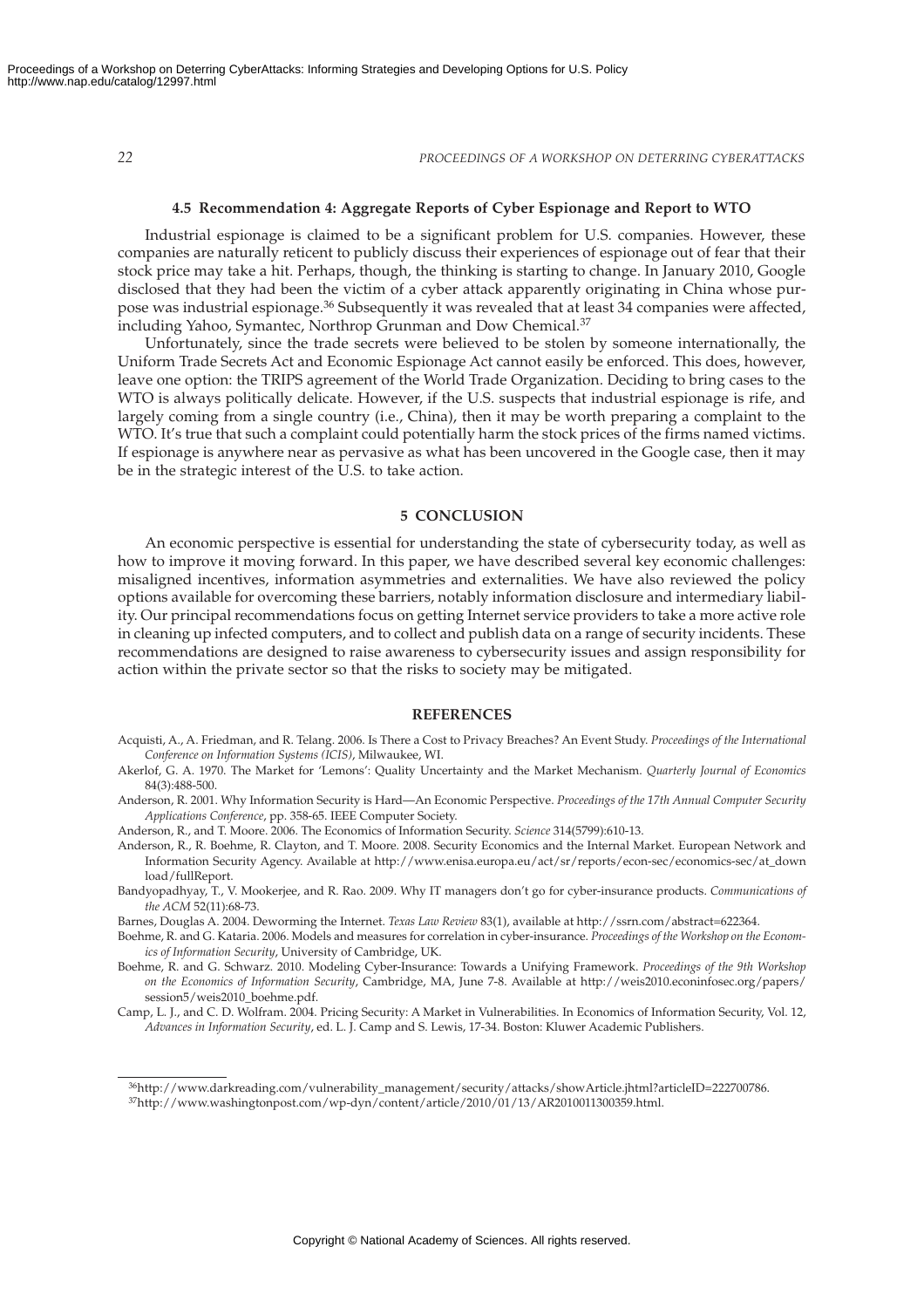### 4.5 Recommendation 4: Aggregate Reports of Cyber Espionage and Report to WTO

Industrial espionage is claimed to be a significant problem for U.S. companies. However, these companies are naturally reticent to publicly discuss their experiences of espionage out of fear that their stock price may take a hit. Perhaps, though, the thinking is starting to change. In January 2010, Google disclosed that they had been the victim of a cyber attack apparently originating in China whose purpose was industrial espionage.[36] Subsequently it was revealed that at least 34 companies were affected, including Yahoo, Symantec, Northrop Grunman and Dow Chemical.[37]

Unfortunately, since the trade secrets were believed to be stolen by someone internationally, the Uniform Trade Secrets Act and Economic Espionage Act cannot easily be enforced. This does, however, leave one option: the TRIPS agreement of the World Trade Organization. Deciding to bring cases to the WTO is always politically delicate. However, if the U.S. suspects that industrial espionage is rife, and largely coming from a single country (i.e., China), then it may be worth preparing a complaint to the WTO. It's true that such a complaint could potentially harm the stock prices of the firms named victims. If espionage is anywhere near as pervasive as what has been uncovered in the Google case, then it may be in the strategic interest of the U.S. to take action.

## 5 CONCLUSION

An economic perspective is essential for understanding the state of cybersecurity today, as well as how to improve it moving forward. In this paper, we have described several key economic challenges: misaligned incentives, information asymmetries and externalities. We have also reviewed the policy options available for overcoming these barriers, notably information disclosure and intermediary liability. Our principal recommendations focus on getting Internet service providers to take a more active role in cleaning up infected computers, and to collect and publish data on a range of security incidents. These recommendations are designed to raise awareness to cybersecurity issues and assign responsibility for action within the private sector so that the risks to society may be mitigated.

## REFERENCES

Acquisti, A., A. Friedman, and R. Telang. 2006. Is There a Cost to Privacy Breaches? An Event Study. *Proceedings of the International Conference on Information Systems (ICIS)*, Milwaukee, WI.

Akerlof, G. A. 1970. The Market for 'Lemons': Quality Uncertainty and the Market Mechanism. *Quarterly Journal of Economics* 84(3):488-500.

Anderson, R. 2001. Why Information Security is Hard—An Economic Perspective. *Proceedings of the 17th Annual Computer Security Applications Conference*, pp. 358-65. IEEE Computer Society.

Anderson, R., and T. Moore. 2006. The Economics of Information Security. *Science* 314(5799):610-13.

Anderson, R., R. Boehme, R. Clayton, and T. Moore. 2008. Security Economics and the Internal Market. European Network and Information Security Agency. Available at http://www.enisa.europa.eu/act/sr/reports/econ-sec/economics-sec/at_download/fullReport.

Bandyopadhyay, T., V. Mookerjee, and R. Rao. 2009. Why IT managers don't go for cyber-insurance products. *Communications of the ACM* 52(11):68-73.

Barnes, Douglas A. 2004. Deworming the Internet. *Texas Law Review* 83(1), available at http://ssrn.com/abstract=622364.

Boehme, R. and G. Kataria. 2006. Models and measures for correlation in cyber-insurance. *Proceedings of the Workshop on the Economics of Information Security*, University of Cambridge, UK.

Boehme, R. and G. Schwarz. 2010. Modeling Cyber-Insurance: Towards a Unifying Framework. *Proceedings of the 9th Workshop on the Economics of Information Security*, Cambridge, MA, June 7-8. Available at http://weis2010.econinfosec.org/papers/session5/weis2010_boehme.pdf.

Camp, L. J., and C. D. Wolfram. 2004. Pricing Security: A Market in Vulnerabilities. In Economics of Information Security, Vol. 12, *Advances in Information Security*, ed. L. J. Camp and S. Lewis, 17-34. Boston: Kluwer Academic Publishers.

---

[36] http://www.darkreading.com/vulnerability_management/security/attacks/showArticle.jhtml?articleID=222700786.

[37] http://www.washingtonpost.com/wp-dyn/content/article/2010/01/13/AR2010011300359.html.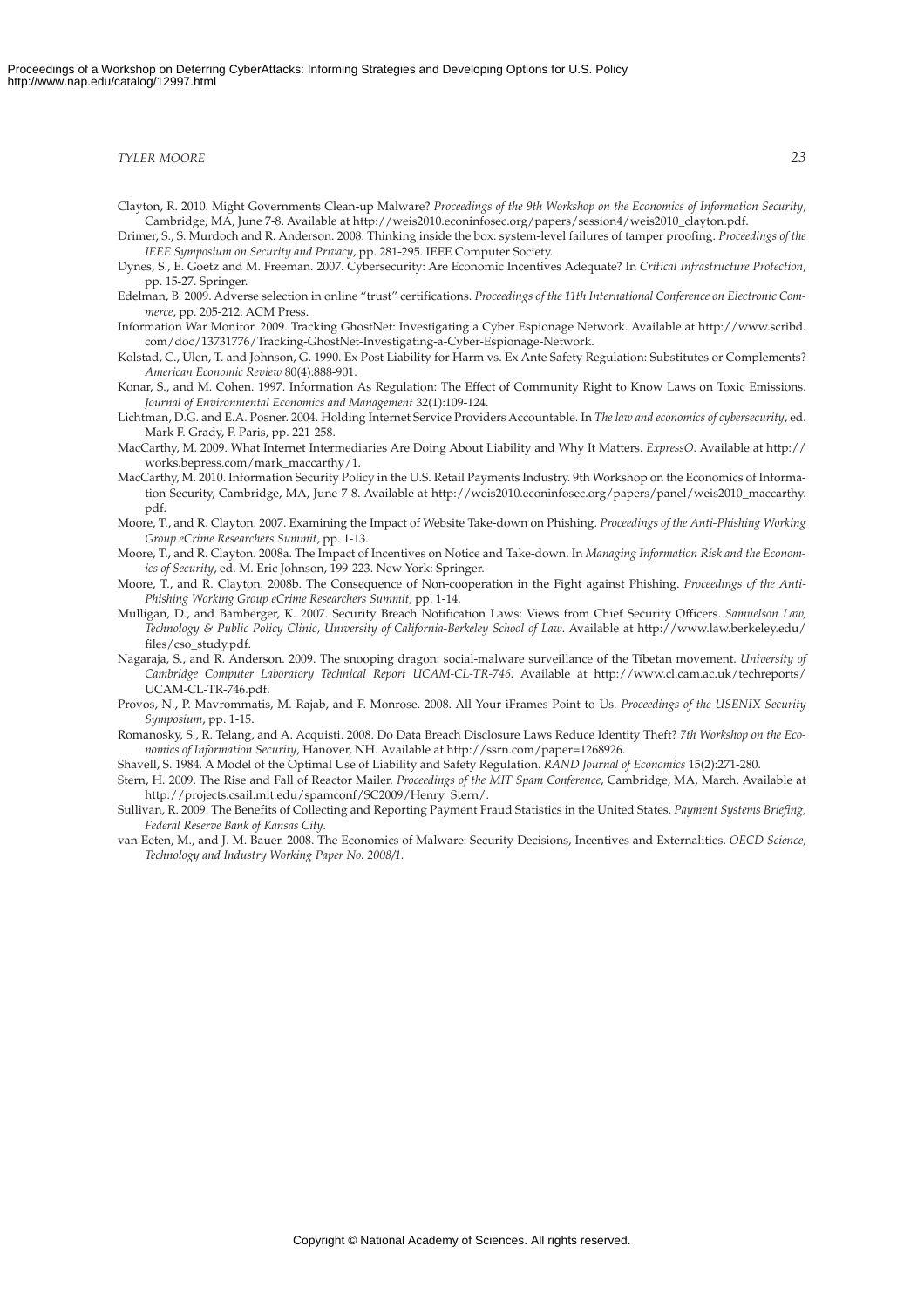Clayton, R. 2010. Might Governments Clean-up Malware? *Proceedings of the 9th Workshop on the Economics of Information Security*, Cambridge, MA, June 7-8. Available at http://weis2010.econinfosec.org/papers/session4/weis2010_clayton.pdf.

Drimer, S., S. Murdoch and R. Anderson. 2008. Thinking inside the box: system-level failures of tamper proofing. *Proceedings of the IEEE Symposium on Security and Privacy*, pp. 281-295. IEEE Computer Society.

Dynes, S., E. Goetz and M. Freeman. 2007. Cybersecurity: Are Economic Incentives Adequate? In *Critical Infrastructure Protection*, pp. 15-27. Springer.

Edelman, B. 2009. Adverse selection in online "trust" certifications. *Proceedings of the 11th International Conference on Electronic Commerce*, pp. 205-212. ACM Press.

Information War Monitor. 2009. Tracking GhostNet: Investigating a Cyber Espionage Network. Available at http://www.scribd.com/doc/13731776/Tracking-GhostNet-Investigating-a-Cyber-Espionage-Network.

Kolstad, C., Ulen, T. and Johnson, G. 1990. Ex Post Liability for Harm vs. Ex Ante Safety Regulation: Substitutes or Complements? *American Economic Review* 80(4):888-901.

Konar, S., and M. Cohen. 1997. Information As Regulation: The Effect of Community Right to Know Laws on Toxic Emissions. *Journal of Environmental Economics and Management* 32(1):109-124.

Lichtman, D.G. and E.A. Posner. 2004. Holding Internet Service Providers Accountable. In *The law and economics of cybersecurity*, ed. Mark F. Grady, F. Paris, pp. 221-258.

MacCarthy, M. 2009. What Internet Intermediaries Are Doing About Liability and Why It Matters. *ExpressO*. Available at http://works.bepress.com/mark_maccarthy/1.

MacCarthy, M. 2010. Information Security Policy in the U.S. Retail Payments Industry. 9th Workshop on the Economics of Information Security, Cambridge, MA, June 7-8. Available at http://weis2010.econinfosec.org/papers/panel/weis2010_maccarthy.pdf.

Moore, T., and R. Clayton. 2007. Examining the Impact of Website Take-down on Phishing. *Proceedings of the Anti-Phishing Working Group eCrime Researchers Summit*, pp. 1-13.

Moore, T., and R. Clayton. 2008a. The Impact of Incentives on Notice and Take-down. In *Managing Information Risk and the Economics of Security*, ed. M. Eric Johnson, 199-223. New York: Springer.

Moore, T., and R. Clayton. 2008b. The Consequence of Non-cooperation in the Fight against Phishing. *Proceedings of the Anti-Phishing Working Group eCrime Researchers Summit*, pp. 1-14.

Mulligan, D., and Bamberger, K. 2007. Security Breach Notification Laws: Views from Chief Security Officers. *Samuelson Law, Technology & Public Policy Clinic, University of California-Berkeley School of Law*. Available at http://www.law.berkeley.edu/files/cso_study.pdf.

Nagaraja, S., and R. Anderson. 2009. The snooping dragon: social-malware surveillance of the Tibetan movement. *University of Cambridge Computer Laboratory Technical Report UCAM-CL-TR-746*. Available at http://www.cl.cam.ac.uk/techreports/UCAM-CL-TR-746.pdf.

Provos, N., P. Mavrommatis, M. Rajab, and F. Monrose. 2008. All Your iFrames Point to Us. *Proceedings of the USENIX Security Symposium*, pp. 1-15.

Romanosky, S., R. Telang, and A. Acquisti. 2008. Do Data Breach Disclosure Laws Reduce Identity Theft? *7th Workshop on the Economics of Information Security*, Hanover, NH. Available at http://ssrn.com/paper=1268926.

Shavell, S. 1984. A Model of the Optimal Use of Liability and Safety Regulation. *RAND Journal of Economics* 15(2):271-280.

Stern, H. 2009. The Rise and Fall of Reactor Mailer. *Proceedings of the MIT Spam Conference*, Cambridge, MA, March. Available at http://projects.csail.mit.edu/spamconf/SC2009/Henry_Stern/.

Sullivan, R. 2009. The Benefits of Collecting and Reporting Payment Fraud Statistics in the United States. *Payment Systems Briefing, Federal Reserve Bank of Kansas City*.

van Eeten, M., and J. M. Bauer. 2008. The Economics of Malware: Security Decisions, Incentives and Externalities. *OECD Science, Technology and Industry Working Paper No. 2008/1*.